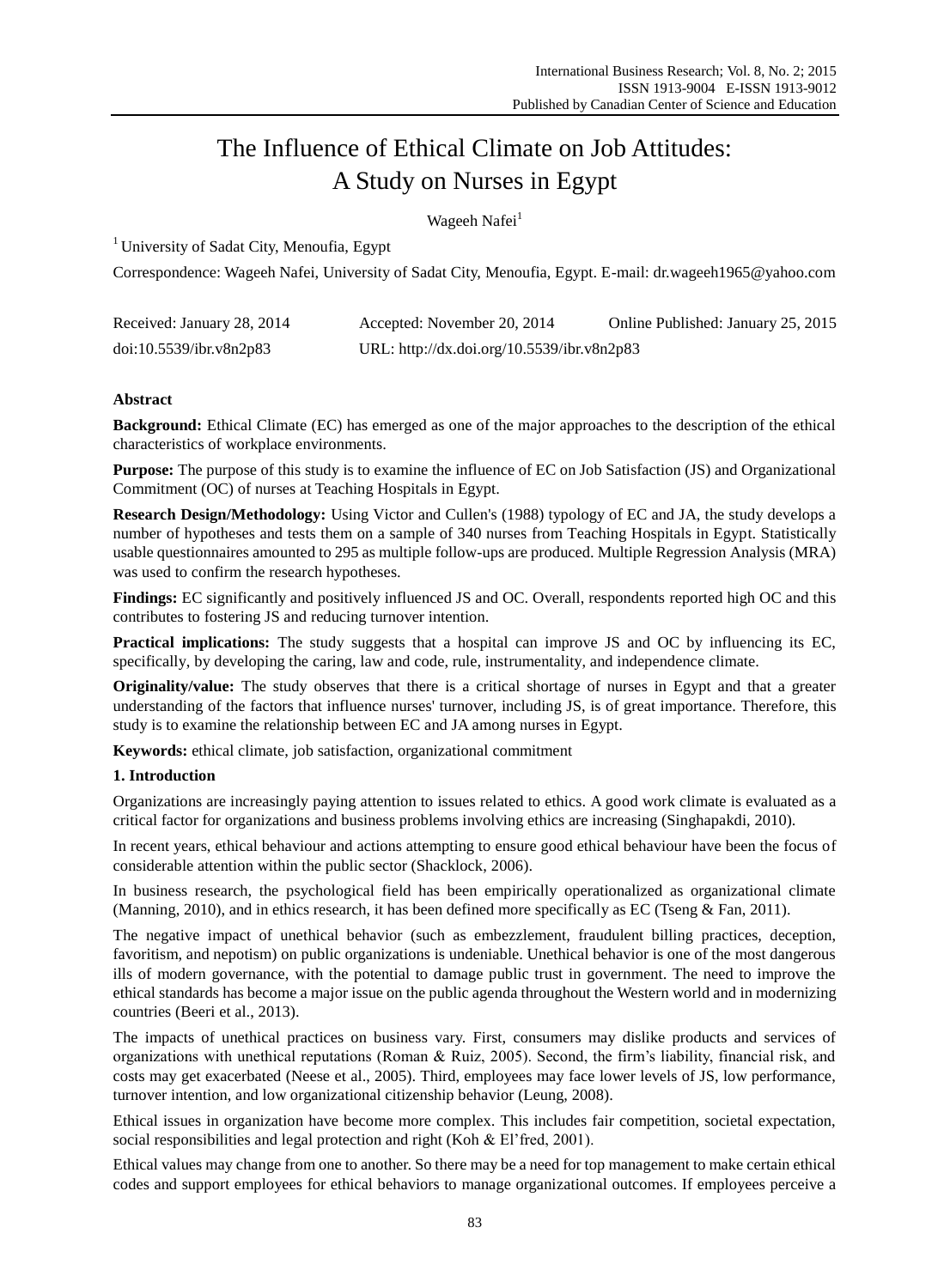# The Influence of Ethical Climate on Job Attitudes: A Study on Nurses in Egypt

Wageeh Nafei[1]

[1] University of Sadat City, Menoufia, Egypt

Correspondence: Wageeh Nafei, University of Sadat City, Menoufia, Egypt. E-mail: dr.wageeh1965@yahoo.com

Received: January 28, 2014 Accepted: November 20, 2014 Online Published: January 25, 2015

doi:10.5539/ibr.v8n2p83 URL: http://dx.doi.org/10.5539/ibr.v8n2p83

## Abstract

**Background:** Ethical Climate (EC) has emerged as one of the major approaches to the description of the ethical characteristics of workplace environments.

**Purpose:** The purpose of this study is to examine the influence of EC on Job Satisfaction (JS) and Organizational Commitment (OC) of nurses at Teaching Hospitals in Egypt.

**Research Design/Methodology:** Using Victor and Cullen's (1988) typology of EC and JA, the study develops a number of hypotheses and tests them on a sample of 340 nurses from Teaching Hospitals in Egypt. Statistically usable questionnaires amounted to 295 as multiple follow-ups are produced. Multiple Regression Analysis (MRA) was used to confirm the research hypotheses.

**Findings:** EC significantly and positively influenced JS and OC. Overall, respondents reported high OC and this contributes to fostering JS and reducing turnover intention.

**Practical implications:** The study suggests that a hospital can improve JS and OC by influencing its EC, specifically, by developing the caring, law and code, rule, instrumentality, and independence climate.

**Originality/value:** The study observes that there is a critical shortage of nurses in Egypt and that a greater understanding of the factors that influence nurses' turnover, including JS, is of great importance. Therefore, this study is to examine the relationship between EC and JA among nurses in Egypt.

**Keywords:** ethical climate, job satisfaction, organizational commitment

## 1. Introduction

Organizations are increasingly paying attention to issues related to ethics. A good work climate is evaluated as a critical factor for organizations and business problems involving ethics are increasing (Singhapakdi, 2010).

In recent years, ethical behaviour and actions attempting to ensure good ethical behaviour have been the focus of considerable attention within the public sector (Shacklock, 2006).

In business research, the psychological field has been empirically operationalized as organizational climate (Manning, 2010), and in ethics research, it has been defined more specifically as EC (Tseng & Fan, 2011).

The negative impact of unethical behavior (such as embezzlement, fraudulent billing practices, deception, favoritism, and nepotism) on public organizations is undeniable. Unethical behavior is one of the most dangerous ills of modern governance, with the potential to damage public trust in government. The need to improve the ethical standards has become a major issue on the public agenda throughout the Western world and in modernizing countries (Beeri et al., 2013).

The impacts of unethical practices on business vary. First, consumers may dislike products and services of organizations with unethical reputations (Roman & Ruiz, 2005). Second, the firm's liability, financial risk, and costs may get exacerbated (Neese et al., 2005). Third, employees may face lower levels of JS, low performance, turnover intention, and low organizational citizenship behavior (Leung, 2008).

Ethical issues in organization have become more complex. This includes fair competition, societal expectation, social responsibilities and legal protection and right (Koh & El'fred, 2001).

Ethical values may change from one to another. So there may be a need for top management to make certain ethical codes and support employees for ethical behaviors to manage organizational outcomes. If employees perceive a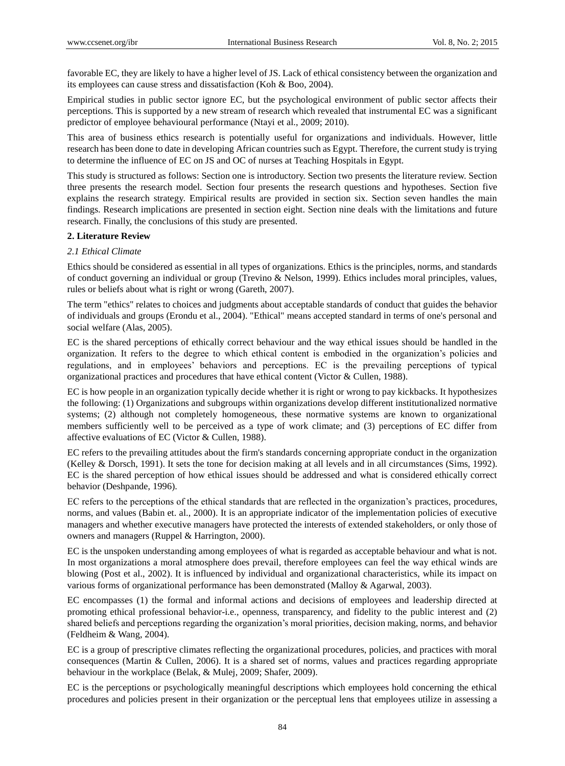favorable EC, they are likely to have a higher level of JS. Lack of ethical consistency between the organization and its employees can cause stress and dissatisfaction (Koh & Boo, 2004).

Empirical studies in public sector ignore EC, but the psychological environment of public sector affects their perceptions. This is supported by a new stream of research which revealed that instrumental EC was a significant predictor of employee behavioural performance (Ntayi et al., 2009; 2010).

This area of business ethics research is potentially useful for organizations and individuals. However, little research has been done to date in developing African countries such as Egypt. Therefore, the current study is trying to determine the influence of EC on JS and OC of nurses at Teaching Hospitals in Egypt.

This study is structured as follows: Section one is introductory. Section two presents the literature review. Section three presents the research model. Section four presents the research questions and hypotheses. Section five explains the research strategy. Empirical results are provided in section six. Section seven handles the main findings. Research implications are presented in section eight. Section nine deals with the limitations and future research. Finally, the conclusions of this study are presented.

## 2. Literature Review

### *2.1 Ethical Climate*

Ethics should be considered as essential in all types of organizations. Ethics is the principles, norms, and standards of conduct governing an individual or group (Trevino & Nelson, 1999). Ethics includes moral principles, values, rules or beliefs about what is right or wrong (Gareth, 2007).

The term "ethics" relates to choices and judgments about acceptable standards of conduct that guides the behavior of individuals and groups (Erondu et al., 2004). "Ethical" means accepted standard in terms of one's personal and social welfare (Alas, 2005).

EC is the shared perceptions of ethically correct behaviour and the way ethical issues should be handled in the organization. It refers to the degree to which ethical content is embodied in the organization's policies and regulations, and in employees' behaviors and perceptions. EC is the prevailing perceptions of typical organizational practices and procedures that have ethical content (Victor & Cullen, 1988).

EC is how people in an organization typically decide whether it is right or wrong to pay kickbacks. It hypothesizes the following: (1) Organizations and subgroups within organizations develop different institutionalized normative systems; (2) although not completely homogeneous, these normative systems are known to organizational members sufficiently well to be perceived as a type of work climate; and (3) perceptions of EC differ from affective evaluations of EC (Victor & Cullen, 1988).

EC refers to the prevailing attitudes about the firm's standards concerning appropriate conduct in the organization (Kelley & Dorsch, 1991). It sets the tone for decision making at all levels and in all circumstances (Sims, 1992). EC is the shared perception of how ethical issues should be addressed and what is considered ethically correct behavior (Deshpande, 1996).

EC refers to the perceptions of the ethical standards that are reflected in the organization's practices, procedures, norms, and values (Babin et. al., 2000). It is an appropriate indicator of the implementation policies of executive managers and whether executive managers have protected the interests of extended stakeholders, or only those of owners and managers (Ruppel & Harrington, 2000).

EC is the unspoken understanding among employees of what is regarded as acceptable behaviour and what is not. In most organizations a moral atmosphere does prevail, therefore employees can feel the way ethical winds are blowing (Post et al., 2002). It is influenced by individual and organizational characteristics, while its impact on various forms of organizational performance has been demonstrated (Malloy & Agarwal, 2003).

EC encompasses (1) the formal and informal actions and decisions of employees and leadership directed at promoting ethical professional behavior-i.e., openness, transparency, and fidelity to the public interest and (2) shared beliefs and perceptions regarding the organization's moral priorities, decision making, norms, and behavior (Feldheim & Wang, 2004).

EC is a group of prescriptive climates reflecting the organizational procedures, policies, and practices with moral consequences (Martin & Cullen, 2006). It is a shared set of norms, values and practices regarding appropriate behaviour in the workplace (Belak, & Mulej, 2009; Shafer, 2009).

EC is the perceptions or psychologically meaningful descriptions which employees hold concerning the ethical procedures and policies present in their organization or the perceptual lens that employees utilize in assessing a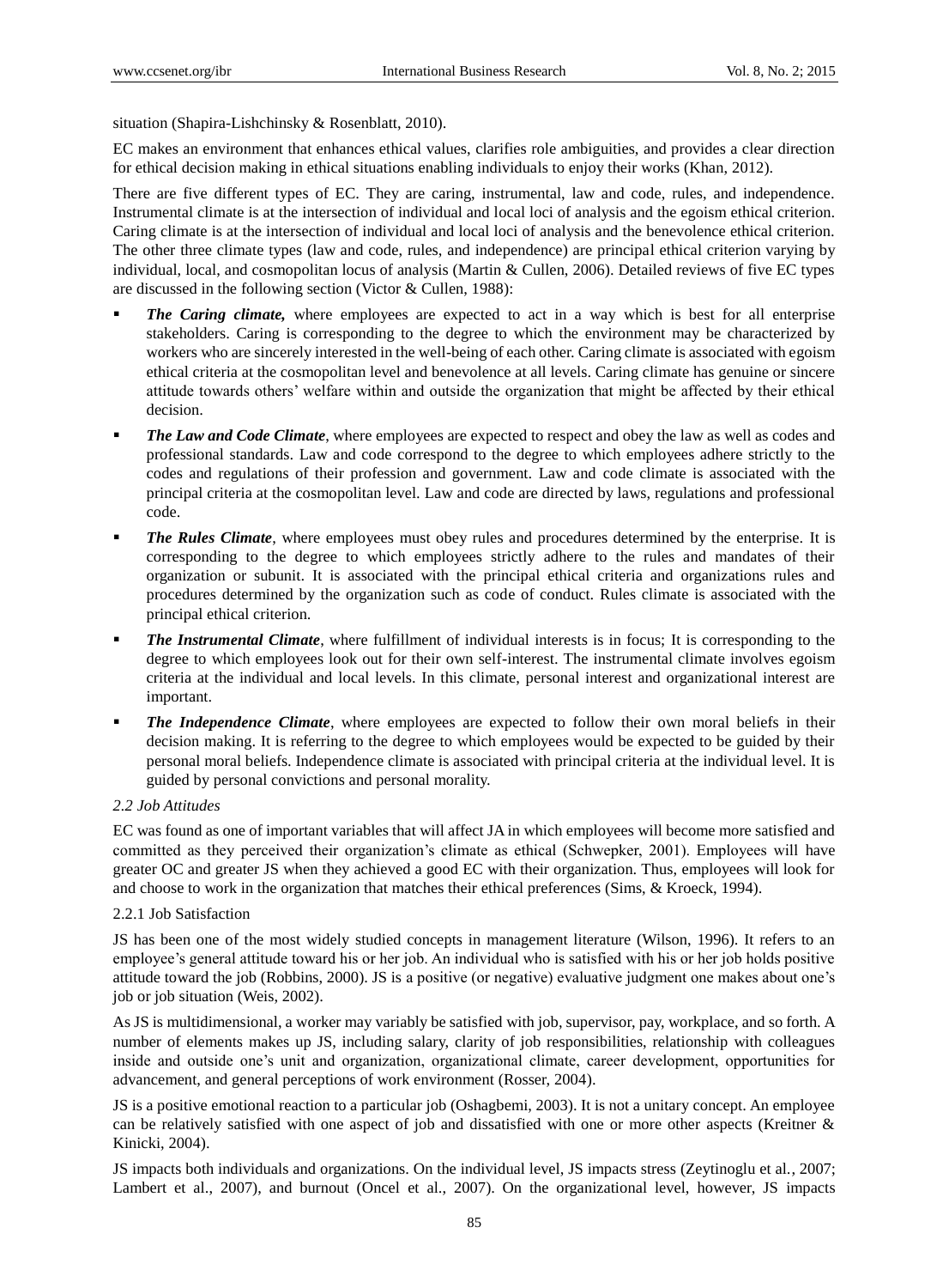situation (Shapira-Lishchinsky & Rosenblatt, 2010).

EC makes an environment that enhances ethical values, clarifies role ambiguities, and provides a clear direction for ethical decision making in ethical situations enabling individuals to enjoy their works (Khan, 2012).

There are five different types of EC. They are caring, instrumental, law and code, rules, and independence. Instrumental climate is at the intersection of individual and local loci of analysis and the egoism ethical criterion. Caring climate is at the intersection of individual and local loci of analysis and the benevolence ethical criterion. The other three climate types (law and code, rules, and independence) are principal ethical criterion varying by individual, local, and cosmopolitan locus of analysis (Martin & Cullen, 2006). Detailed reviews of five EC types are discussed in the following section (Victor & Cullen, 1988):

- ***The Caring climate,*** where employees are expected to act in a way which is best for all enterprise stakeholders. Caring is corresponding to the degree to which the environment may be characterized by workers who are sincerely interested in the well-being of each other. Caring climate is associated with egoism ethical criteria at the cosmopolitan level and benevolence at all levels. Caring climate has genuine or sincere attitude towards others' welfare within and outside the organization that might be affected by their ethical decision.
- ***The Law and Code Climate***, where employees are expected to respect and obey the law as well as codes and professional standards. Law and code correspond to the degree to which employees adhere strictly to the codes and regulations of their profession and government. Law and code climate is associated with the principal criteria at the cosmopolitan level. Law and code are directed by laws, regulations and professional code.
- ***The Rules Climate***, where employees must obey rules and procedures determined by the enterprise. It is corresponding to the degree to which employees strictly adhere to the rules and mandates of their organization or subunit. It is associated with the principal ethical criteria and organizations rules and procedures determined by the organization such as code of conduct. Rules climate is associated with the principal ethical criterion.
- ***The Instrumental Climate***, where fulfillment of individual interests is in focus; It is corresponding to the degree to which employees look out for their own self-interest. The instrumental climate involves egoism criteria at the individual and local levels. In this climate, personal interest and organizational interest are important.
- ***The Independence Climate***, where employees are expected to follow their own moral beliefs in their decision making. It is referring to the degree to which employees would be expected to be guided by their personal moral beliefs. Independence climate is associated with principal criteria at the individual level. It is guided by personal convictions and personal morality.

### *2.2 Job Attitudes*

EC was found as one of important variables that will affect JA in which employees will become more satisfied and committed as they perceived their organization's climate as ethical (Schwepker, 2001). Employees will have greater OC and greater JS when they achieved a good EC with their organization. Thus, employees will look for and choose to work in the organization that matches their ethical preferences (Sims, & Kroeck, 1994).

#### 2.2.1 Job Satisfaction

JS has been one of the most widely studied concepts in management literature (Wilson, 1996). It refers to an employee's general attitude toward his or her job. An individual who is satisfied with his or her job holds positive attitude toward the job (Robbins, 2000). JS is a positive (or negative) evaluative judgment one makes about one's job or job situation (Weis, 2002).

As JS is multidimensional, a worker may variably be satisfied with job, supervisor, pay, workplace, and so forth. A number of elements makes up JS, including salary, clarity of job responsibilities, relationship with colleagues inside and outside one's unit and organization, organizational climate, career development, opportunities for advancement, and general perceptions of work environment (Rosser, 2004).

JS is a positive emotional reaction to a particular job (Oshagbemi, 2003). It is not a unitary concept. An employee can be relatively satisfied with one aspect of job and dissatisfied with one or more other aspects (Kreitner & Kinicki, 2004).

JS impacts both individuals and organizations. On the individual level, JS impacts stress (Zeytinoglu et al., 2007; Lambert et al., 2007), and burnout (Oncel et al., 2007). On the organizational level, however, JS impacts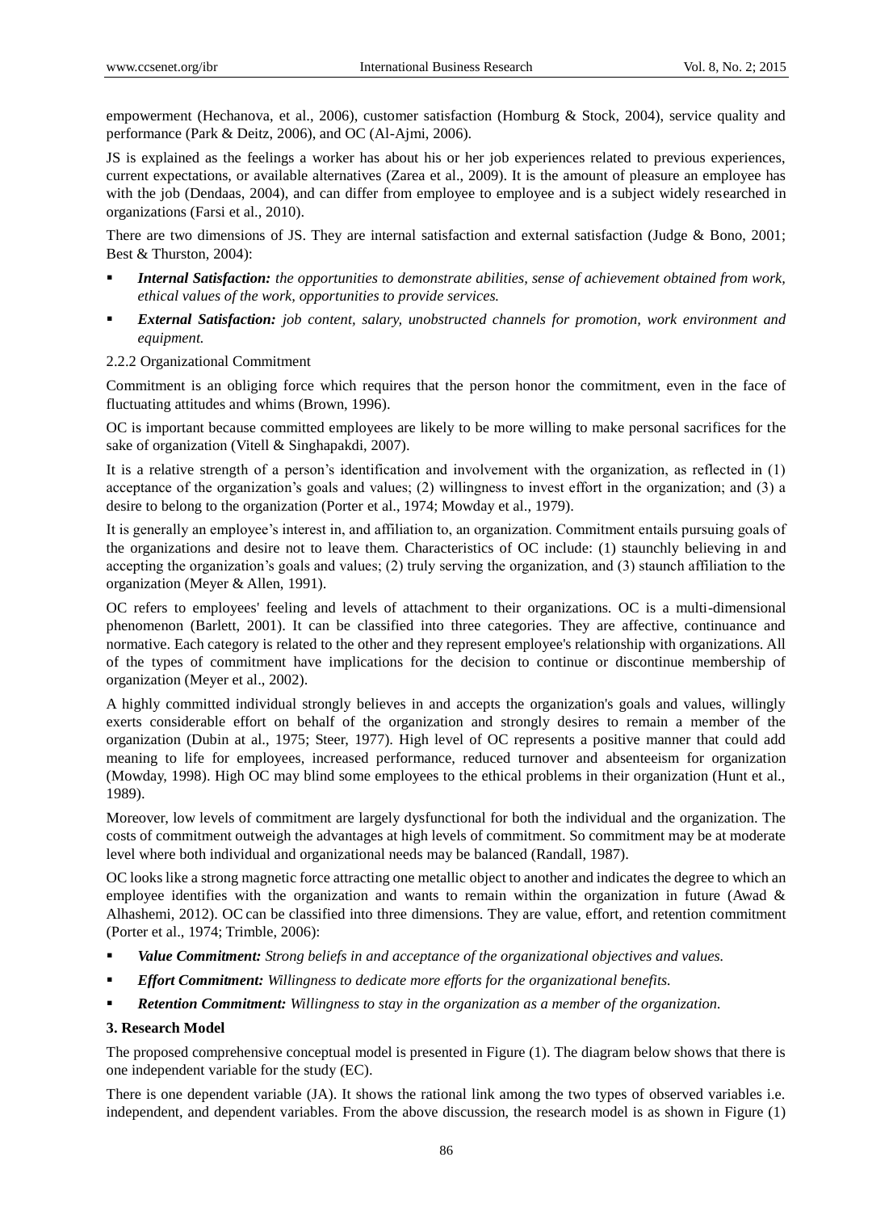empowerment (Hechanova, et al., 2006), customer satisfaction (Homburg & Stock, 2004), service quality and performance (Park & Deitz, 2006), and OC (Al-Ajmi, 2006).

JS is explained as the feelings a worker has about his or her job experiences related to previous experiences, current expectations, or available alternatives (Zarea et al., 2009). It is the amount of pleasure an employee has with the job (Dendaas, 2004), and can differ from employee to employee and is a subject widely researched in organizations (Farsi et al., 2010).

There are two dimensions of JS. They are internal satisfaction and external satisfaction (Judge & Bono, 2001; Best & Thurston, 2004):

- ***Internal Satisfaction:*** *the opportunities to demonstrate abilities, sense of achievement obtained from work, ethical values of the work, opportunities to provide services.*
- ***External Satisfaction:*** *job content, salary, unobstructed channels for promotion, work environment and equipment.*

2.2.2 Organizational Commitment

Commitment is an obliging force which requires that the person honor the commitment, even in the face of fluctuating attitudes and whims (Brown, 1996).

OC is important because committed employees are likely to be more willing to make personal sacrifices for the sake of organization (Vitell & Singhapakdi, 2007).

It is a relative strength of a person's identification and involvement with the organization, as reflected in (1) acceptance of the organization's goals and values; (2) willingness to invest effort in the organization; and (3) a desire to belong to the organization (Porter et al., 1974; Mowday et al., 1979).

It is generally an employee's interest in, and affiliation to, an organization. Commitment entails pursuing goals of the organizations and desire not to leave them. Characteristics of OC include: (1) staunchly believing in and accepting the organization's goals and values; (2) truly serving the organization, and (3) staunch affiliation to the organization (Meyer & Allen, 1991).

OC refers to employees' feeling and levels of attachment to their organizations. OC is a multi-dimensional phenomenon (Barlett, 2001). It can be classified into three categories. They are affective, continuance and normative. Each category is related to the other and they represent employee's relationship with organizations. All of the types of commitment have implications for the decision to continue or discontinue membership of organization (Meyer et al., 2002).

A highly committed individual strongly believes in and accepts the organization's goals and values, willingly exerts considerable effort on behalf of the organization and strongly desires to remain a member of the organization (Dubin at al., 1975; Steer, 1977). High level of OC represents a positive manner that could add meaning to life for employees, increased performance, reduced turnover and absenteeism for organization (Mowday, 1998). High OC may blind some employees to the ethical problems in their organization (Hunt et al., 1989).

Moreover, low levels of commitment are largely dysfunctional for both the individual and the organization. The costs of commitment outweigh the advantages at high levels of commitment. So commitment may be at moderate level where both individual and organizational needs may be balanced (Randall, 1987).

OC looks like a strong magnetic force attracting one metallic object to another and indicates the degree to which an employee identifies with the organization and wants to remain within the organization in future (Awad & Alhashemi, 2012). OC can be classified into three dimensions. They are value, effort, and retention commitment (Porter et al., 1974; Trimble, 2006):

- ***Value Commitment:*** *Strong beliefs in and acceptance of the organizational objectives and values.*
- ***Effort Commitment:*** *Willingness to dedicate more efforts for the organizational benefits.*
- ***Retention Commitment:*** *Willingness to stay in the organization as a member of the organization.*

## 3. Research Model

The proposed comprehensive conceptual model is presented in Figure (1). The diagram below shows that there is one independent variable for the study (EC).

There is one dependent variable (JA). It shows the rational link among the two types of observed variables i.e. independent, and dependent variables. From the above discussion, the research model is as shown in Figure (1)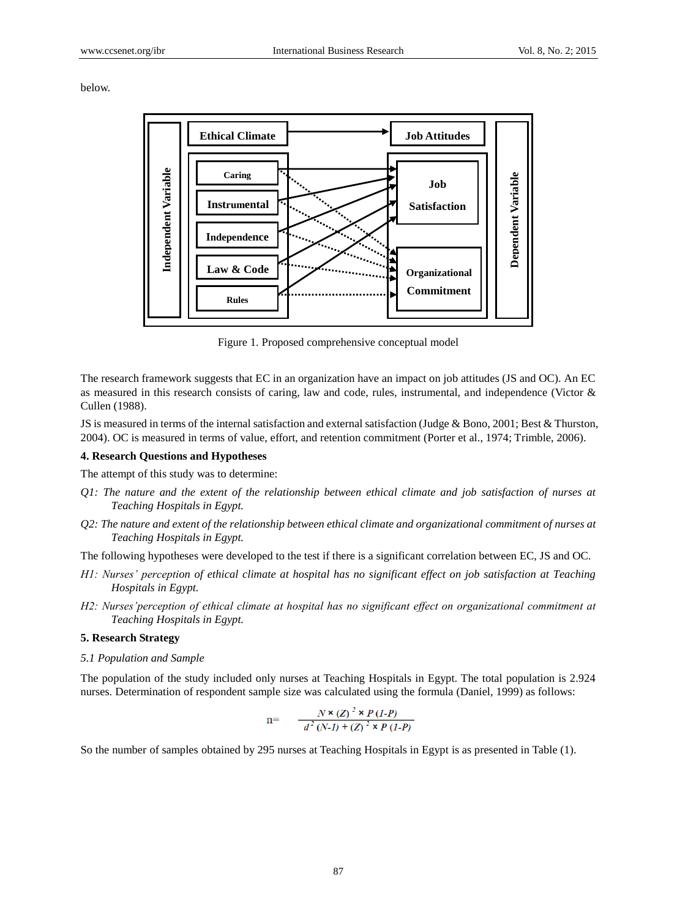below.

Figure 1. Proposed comprehensive conceptual model

The research framework suggests that EC in an organization have an impact on job attitudes (JS and OC). An EC as measured in this research consists of caring, law and code, rules, instrumental, and independence (Victor & Cullen (1988).

JS is measured in terms of the internal satisfaction and external satisfaction (Judge & Bono, 2001; Best & Thurston, 2004). OC is measured in terms of value, effort, and retention commitment (Porter et al., 1974; Trimble, 2006).

### 4. Research Questions and Hypotheses

The attempt of this study was to determine:

*Q1: The nature and the extent of the relationship between ethical climate and job satisfaction of nurses at Teaching Hospitals in Egypt.*

*Q2: The nature and extent of the relationship between ethical climate and organizational commitment of nurses at Teaching Hospitals in Egypt.*

The following hypotheses were developed to the test if there is a significant correlation between EC, JS and OC.

*H1: Nurses' perception of ethical climate at hospital has no significant effect on job satisfaction at Teaching Hospitals in Egypt.*

*H2: Nurses'perception of ethical climate at hospital has no significant effect on organizational commitment at Teaching Hospitals in Egypt.*

### 5. Research Strategy

*5.1 Population and Sample*

The population of the study included only nurses at Teaching Hospitals in Egypt. The total population is 2.924 nurses. Determination of respondent sample size was calculated using the formula (Daniel, 1999) as follows:

$$n = \frac{N \times (Z)^2 \times P\,(1-P)}{d^2\,(N-1) + (Z)^2 \times P\,(1-P)}$$

So the number of samples obtained by 295 nurses at Teaching Hospitals in Egypt is as presented in Table (1).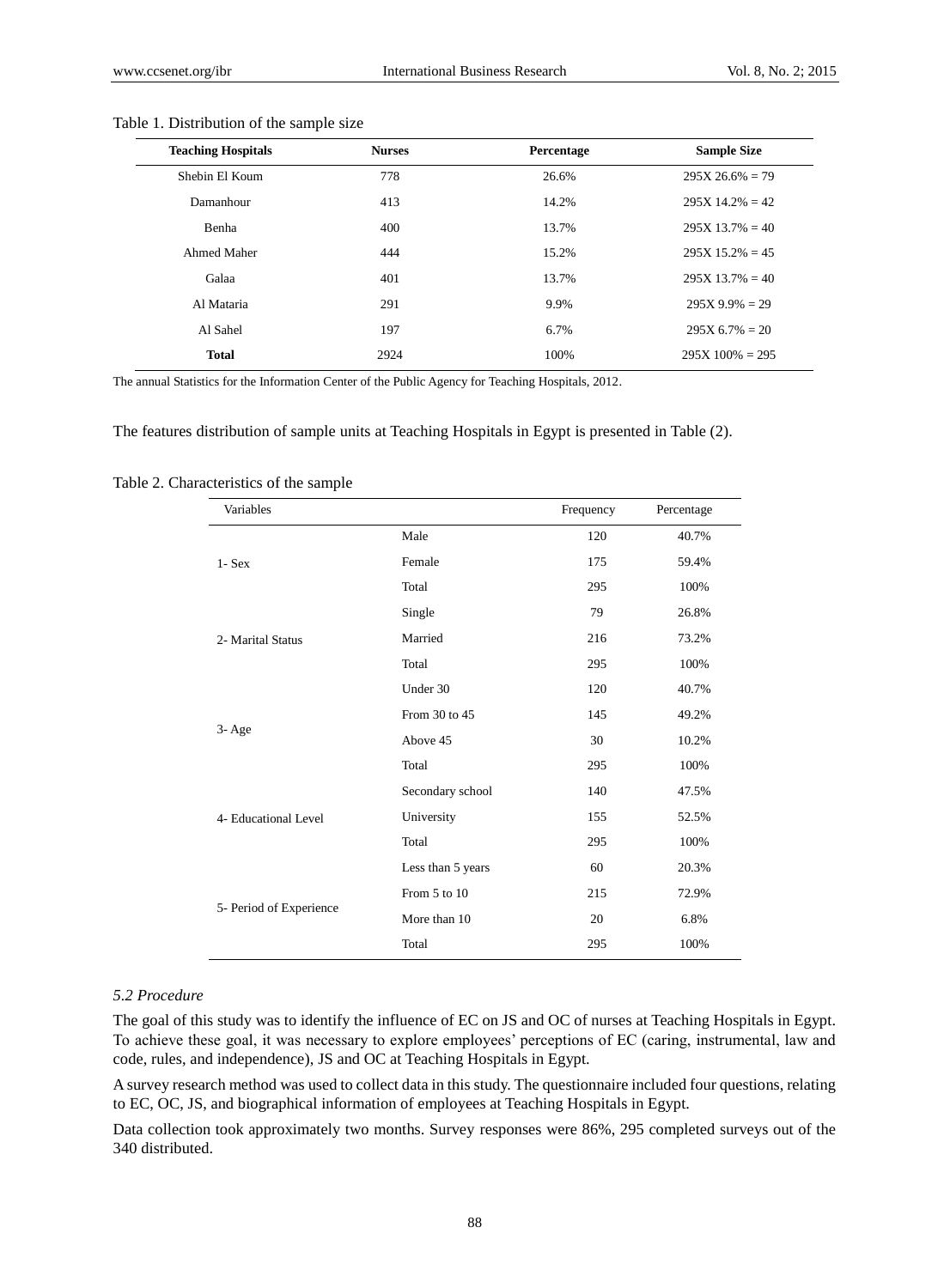Table 1. Distribution of the sample size

| Teaching Hospitals | Nurses | Percentage | Sample Size |
|---|---|---|---|
| Shebin El Koum | 778 | 26.6% | 295X 26.6% = 79 |
| Damanhour | 413 | 14.2% | 295X 14.2% = 42 |
| Benha | 400 | 13.7% | 295X 13.7% = 40 |
| Ahmed Maher | 444 | 15.2% | 295X 15.2% = 45 |
| Galaa | 401 | 13.7% | 295X 13.7% = 40 |
| Al Mataria | 291 | 9.9% | 295X 9.9% = 29 |
| Al Sahel | 197 | 6.7% | 295X 6.7% = 20 |
| **Total** | 2924 | 100% | 295X 100% = 295 |

The annual Statistics for the Information Center of the Public Agency for Teaching Hospitals, 2012.

The features distribution of sample units at Teaching Hospitals in Egypt is presented in Table (2).

Table 2. Characteristics of the sample

| Variables | | Frequency | Percentage |
|---|---|---|---|
| 1- Sex | Male | 120 | 40.7% |
| | Female | 175 | 59.4% |
| | Total | 295 | 100% |
| 2- Marital Status | Single | 79 | 26.8% |
| | Married | 216 | 73.2% |
| | Total | 295 | 100% |
| 3- Age | Under 30 | 120 | 40.7% |
| | From 30 to 45 | 145 | 49.2% |
| | Above 45 | 30 | 10.2% |
| | Total | 295 | 100% |
| 4- Educational Level | Secondary school | 140 | 47.5% |
| | University | 155 | 52.5% |
| | Total | 295 | 100% |
| 5- Period of Experience | Less than 5 years | 60 | 20.3% |
| | From 5 to 10 | 215 | 72.9% |
| | More than 10 | 20 | 6.8% |
| | Total | 295 | 100% |

### *5.2 Procedure*

The goal of this study was to identify the influence of EC on JS and OC of nurses at Teaching Hospitals in Egypt. To achieve these goal, it was necessary to explore employees' perceptions of EC (caring, instrumental, law and code, rules, and independence), JS and OC at Teaching Hospitals in Egypt.

A survey research method was used to collect data in this study. The questionnaire included four questions, relating to EC, OC, JS, and biographical information of employees at Teaching Hospitals in Egypt.

Data collection took approximately two months. Survey responses were 86%, 295 completed surveys out of the 340 distributed.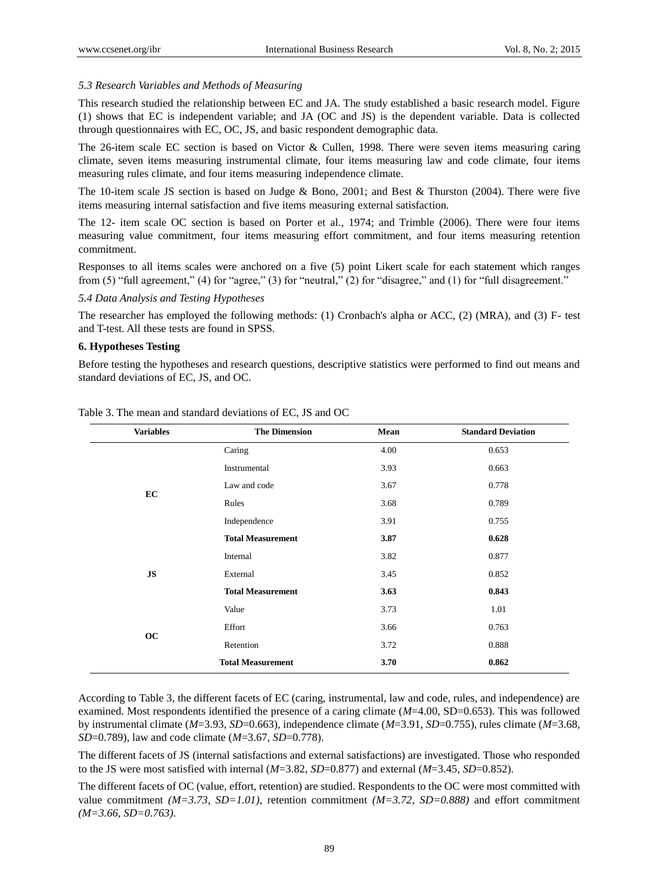*5.3 Research Variables and Methods of Measuring*

This research studied the relationship between EC and JA. The study established a basic research model. Figure (1) shows that EC is independent variable; and JA (OC and JS) is the dependent variable. Data is collected through questionnaires with EC, OC, JS, and basic respondent demographic data.

The 26-item scale EC section is based on Victor & Cullen, 1998. There were seven items measuring caring climate, seven items measuring instrumental climate, four items measuring law and code climate, four items measuring rules climate, and four items measuring independence climate.

The 10-item scale JS section is based on Judge & Bono, 2001; and Best & Thurston (2004). There were five items measuring internal satisfaction and five items measuring external satisfaction.

The 12- item scale OC section is based on Porter et al., 1974; and Trimble (2006). There were four items measuring value commitment, four items measuring effort commitment, and four items measuring retention commitment.

Responses to all items scales were anchored on a five (5) point Likert scale for each statement which ranges from (5) "full agreement," (4) for "agree," (3) for "neutral," (2) for "disagree," and (1) for "full disagreement."

*5.4 Data Analysis and Testing Hypotheses*

The researcher has employed the following methods: (1) Cronbach's alpha or ACC, (2) (MRA), and (3) F- test and T-test. All these tests are found in SPSS.

### 6. Hypotheses Testing

Before testing the hypotheses and research questions, descriptive statistics were performed to find out means and standard deviations of EC, JS, and OC.

Table 3. The mean and standard deviations of EC, JS and OC

| Variables | The Dimension | Mean | Standard Deviation |
|---|---|---|---|
| EC | Caring | 4.00 | 0.653 |
| | Instrumental | 3.93 | 0.663 |
| | Law and code | 3.67 | 0.778 |
| | Rules | 3.68 | 0.789 |
| | Independence | 3.91 | 0.755 |
| | **Total Measurement** | **3.87** | **0.628** |
| JS | Internal | 3.82 | 0.877 |
| | External | 3.45 | 0.852 |
| | **Total Measurement** | **3.63** | **0.843** |
| OC | Value | 3.73 | 1.01 |
| | Effort | 3.66 | 0.763 |
| | Retention | 3.72 | 0.888 |
| | **Total Measurement** | **3.70** | **0.862** |

According to Table 3, the different facets of EC (caring, instrumental, law and code, rules, and independence) are examined. Most respondents identified the presence of a caring climate (*M*=4.00, SD=0.653). This was followed by instrumental climate (*M*=3.93, *SD*=0.663), independence climate (*M*=3.91, *SD*=0.755), rules climate (*M*=3.68, *SD*=0.789), law and code climate (*M*=3.67, *SD*=0.778).

The different facets of JS (internal satisfactions and external satisfactions) are investigated. Those who responded to the JS were most satisfied with internal (*M*=3.82, *SD*=0.877) and external (*M*=3.45, *SD*=0.852).

The different facets of OC (value, effort, retention) are studied. Respondents to the OC were most committed with value commitment *(M=3.73, SD=1.01)*, retention commitment *(M=3.72, SD=0.888)* and effort commitment *(M=3.66, SD=0.763)*.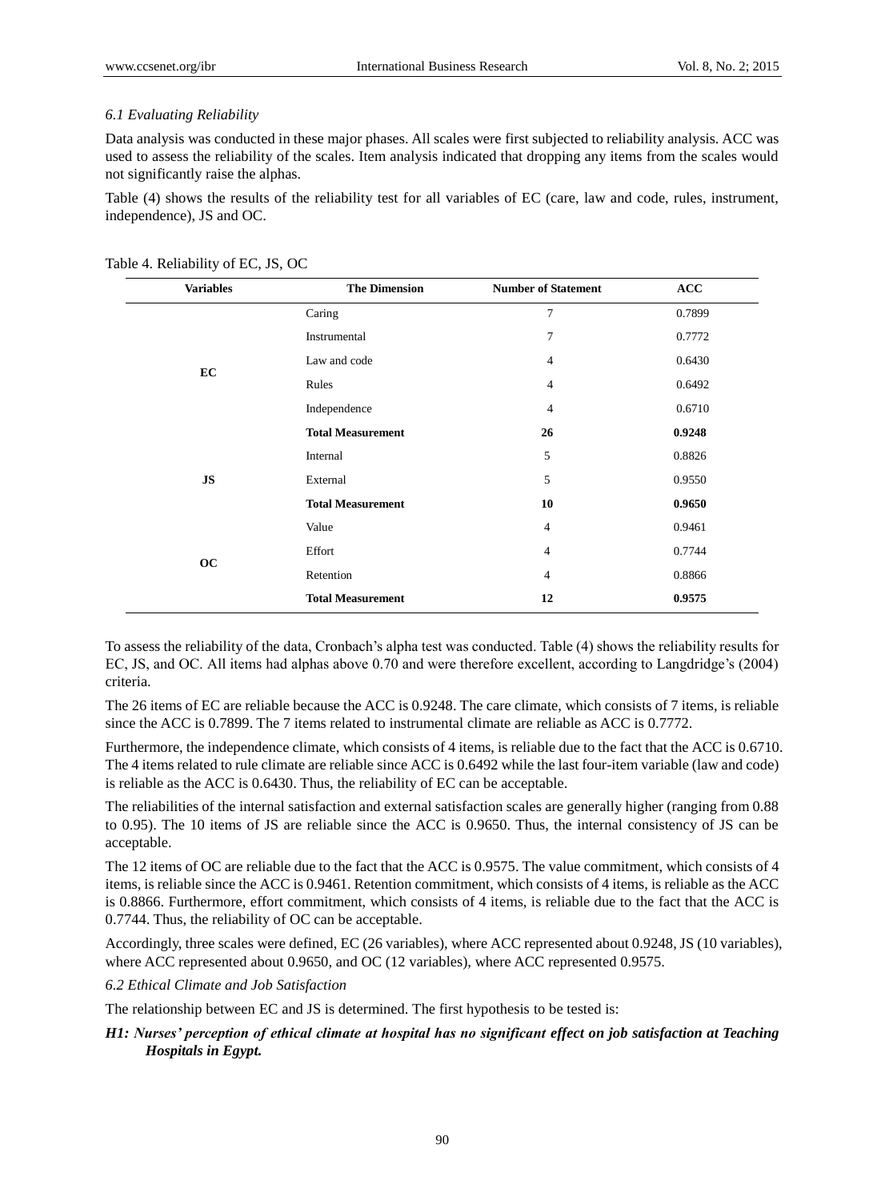### *6.1 Evaluating Reliability*

Data analysis was conducted in these major phases. All scales were first subjected to reliability analysis. ACC was used to assess the reliability of the scales. Item analysis indicated that dropping any items from the scales would not significantly raise the alphas.

Table (4) shows the results of the reliability test for all variables of EC (care, law and code, rules, instrument, independence), JS and OC.

Table 4. Reliability of EC, JS, OC

| Variables | The Dimension | Number of Statement | ACC |
|---|---|---|---|
| EC | Caring | 7 | 0.7899 |
| | Instrumental | 7 | 0.7772 |
| | Law and code | 4 | 0.6430 |
| | Rules | 4 | 0.6492 |
| | Independence | 4 | 0.6710 |
| | **Total Measurement** | **26** | **0.9248** |
| JS | Internal | 5 | 0.8826 |
| | External | 5 | 0.9550 |
| | **Total Measurement** | **10** | **0.9650** |
| OC | Value | 4 | 0.9461 |
| | Effort | 4 | 0.7744 |
| | Retention | 4 | 0.8866 |
| | **Total Measurement** | **12** | **0.9575** |

To assess the reliability of the data, Cronbach's alpha test was conducted. Table (4) shows the reliability results for EC, JS, and OC. All items had alphas above 0.70 and were therefore excellent, according to Langdridge's (2004) criteria.

The 26 items of EC are reliable because the ACC is 0.9248. The care climate, which consists of 7 items, is reliable since the ACC is 0.7899. The 7 items related to instrumental climate are reliable as ACC is 0.7772.

Furthermore, the independence climate, which consists of 4 items, is reliable due to the fact that the ACC is 0.6710. The 4 items related to rule climate are reliable since ACC is 0.6492 while the last four-item variable (law and code) is reliable as the ACC is 0.6430. Thus, the reliability of EC can be acceptable.

The reliabilities of the internal satisfaction and external satisfaction scales are generally higher (ranging from 0.88 to 0.95). The 10 items of JS are reliable since the ACC is 0.9650. Thus, the internal consistency of JS can be acceptable.

The 12 items of OC are reliable due to the fact that the ACC is 0.9575. The value commitment, which consists of 4 items, is reliable since the ACC is 0.9461. Retention commitment, which consists of 4 items, is reliable as the ACC is 0.8866. Furthermore, effort commitment, which consists of 4 items, is reliable due to the fact that the ACC is 0.7744. Thus, the reliability of OC can be acceptable.

Accordingly, three scales were defined, EC (26 variables), where ACC represented about 0.9248, JS (10 variables), where ACC represented about 0.9650, and OC (12 variables), where ACC represented 0.9575.

### *6.2 Ethical Climate and Job Satisfaction*

The relationship between EC and JS is determined. The first hypothesis to be tested is:

***H1: Nurses' perception of ethical climate at hospital has no significant effect on job satisfaction at Teaching Hospitals in Egypt.***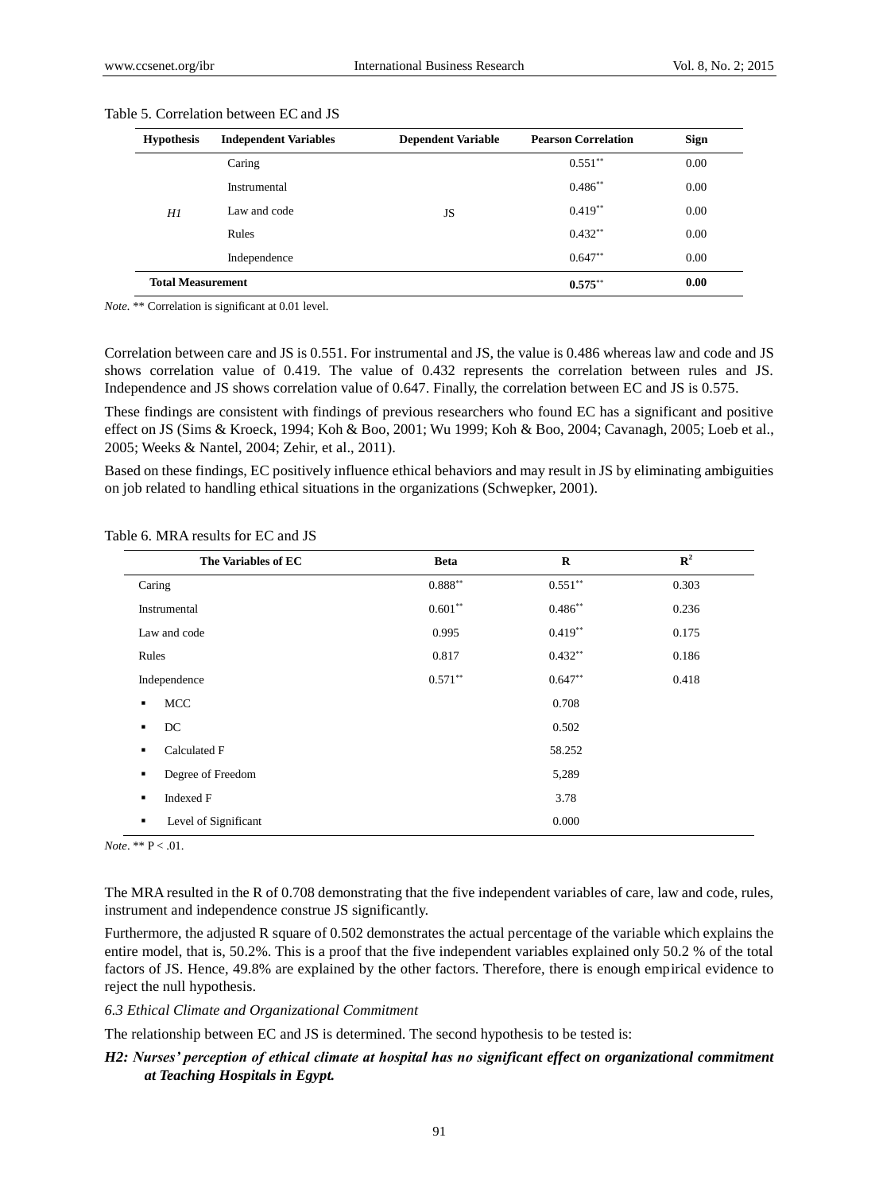Table 5. Correlation between EC and JS

| Hypothesis | Independent Variables | Dependent Variable | Pearson Correlation | Sign |
|---|---|---|---|---|
| *H1* | Caring | JS | 0.551** | 0.00 |
| | Instrumental | | 0.486** | 0.00 |
| | Law and code | | 0.419** | 0.00 |
| | Rules | | 0.432** | 0.00 |
| | Independence | | 0.647** | 0.00 |
| **Total Measurement** | | | **0.575**** | **0.00** |

*Note.* ** Correlation is significant at 0.01 level.

Correlation between care and JS is 0.551. For instrumental and JS, the value is 0.486 whereas law and code and JS shows correlation value of 0.419. The value of 0.432 represents the correlation between rules and JS. Independence and JS shows correlation value of 0.647. Finally, the correlation between EC and JS is 0.575.

These findings are consistent with findings of previous researchers who found EC has a significant and positive effect on JS (Sims & Kroeck, 1994; Koh & Boo, 2001; Wu 1999; Koh & Boo, 2004; Cavanagh, 2005; Loeb et al., 2005; Weeks & Nantel, 2004; Zehir, et al., 2011).

Based on these findings, EC positively influence ethical behaviors and may result in JS by eliminating ambiguities on job related to handling ethical situations in the organizations (Schwepker, 2001).

Table 6. MRA results for EC and JS

| The Variables of EC | Beta | R | $R^2$ |
|---|---|---|---|
| Caring | 0.888** | 0.551** | 0.303 |
| Instrumental | 0.601** | 0.486** | 0.236 |
| Law and code | 0.995 | 0.419** | 0.175 |
| Rules | 0.817 | 0.432** | 0.186 |
| Independence | 0.571** | 0.647** | 0.418 |
| ▪ MCC | | 0.708 | |
| ▪ DC | | 0.502 | |
| ▪ Calculated F | | 58.252 | |
| ▪ Degree of Freedom | | 5,289 | |
| ▪ Indexed F | | 3.78 | |
| ▪ Level of Significant | | 0.000 | |

*Note*. ** $P < .01$.

The MRA resulted in the R of 0.708 demonstrating that the five independent variables of care, law and code, rules, instrument and independence construe JS significantly.

Furthermore, the adjusted R square of 0.502 demonstrates the actual percentage of the variable which explains the entire model, that is, 50.2%. This is a proof that the five independent variables explained only 50.2 % of the total factors of JS. Hence, 49.8% are explained by the other factors. Therefore, there is enough empirical evidence to reject the null hypothesis.

### *6.3 Ethical Climate and Organizational Commitment*

The relationship between EC and JS is determined. The second hypothesis to be tested is:

***H2: Nurses' perception of ethical climate at hospital has no significant effect on organizational commitment at Teaching Hospitals in Egypt.***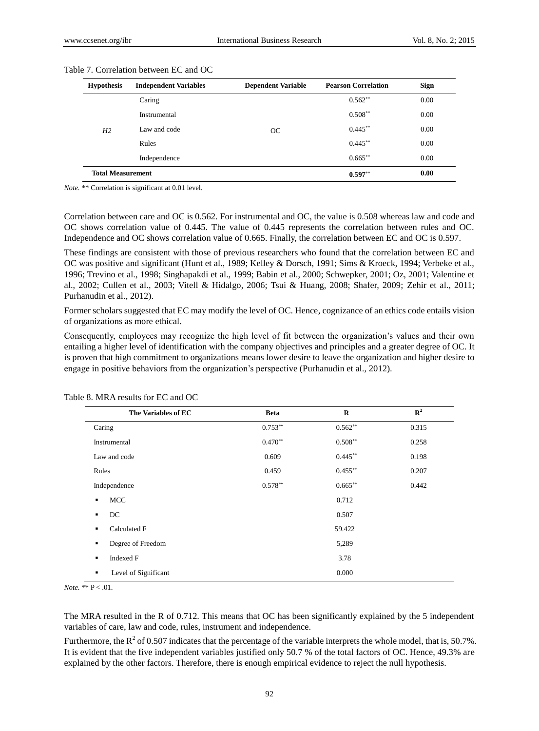Table 7. Correlation between EC and OC

| Hypothesis | Independent Variables | Dependent Variable | Pearson Correlation | Sign |
|---|---|---|---|---|
| | Caring | | $0.562^{**}$ | 0.00 |
| | Instrumental | | $0.508^{**}$ | 0.00 |
| *H2* | Law and code | OC | $0.445^{**}$ | 0.00 |
| | Rules | | $0.445^{**}$ | 0.00 |
| | Independence | | $0.665^{**}$ | 0.00 |
| **Total Measurement** | | | **$0.597^{**}$** | **0.00** |

*Note.* ** Correlation is significant at 0.01 level.

Correlation between care and OC is 0.562. For instrumental and OC, the value is 0.508 whereas law and code and OC shows correlation value of 0.445. The value of 0.445 represents the correlation between rules and OC. Independence and OC shows correlation value of 0.665. Finally, the correlation between EC and OC is 0.597.

These findings are consistent with those of previous researchers who found that the correlation between EC and OC was positive and significant (Hunt et al., 1989; Kelley & Dorsch, 1991; Sims & Kroeck, 1994; Verbeke et al., 1996; Trevino et al., 1998; Singhapakdi et al., 1999; Babin et al., 2000; Schwepker, 2001; Oz, 2001; Valentine et al., 2002; Cullen et al., 2003; Vitell & Hidalgo, 2006; Tsui & Huang, 2008; Shafer, 2009; Zehir et al., 2011; Purhanudin et al., 2012).

Former scholars suggested that EC may modify the level of OC. Hence, cognizance of an ethics code entails vision of organizations as more ethical.

Consequently, employees may recognize the high level of fit between the organization's values and their own entailing a higher level of identification with the company objectives and principles and a greater degree of OC. It is proven that high commitment to organizations means lower desire to leave the organization and higher desire to engage in positive behaviors from the organization's perspective (Purhanudin et al., 2012).

Table 8. MRA results for EC and OC

| The Variables of EC | Beta | R | $R^2$ |
|---|---|---|---|
| Caring | $0.753^{**}$ | $0.562^{**}$ | 0.315 |
| Instrumental | $0.470^{**}$ | $0.508^{**}$ | 0.258 |
| Law and code | 0.609 | $0.445^{**}$ | 0.198 |
| Rules | 0.459 | $0.455^{**}$ | 0.207 |
| Independence | $0.578^{**}$ | $0.665^{**}$ | 0.442 |
| ▪ MCC | | 0.712 | |
| ▪ DC | | 0.507 | |
| ▪ Calculated F | | 59.422 | |
| ▪ Degree of Freedom | | 5,289 | |
| ▪ Indexed F | | 3.78 | |
| ▪ Level of Significant | | 0.000 | |

*Note.* ** $P < .01$.

The MRA resulted in the R of 0.712. This means that OC has been significantly explained by the 5 independent variables of care, law and code, rules, instrument and independence.

Furthermore, the $R^2$ of 0.507 indicates that the percentage of the variable interprets the whole model, that is, 50.7%. It is evident that the five independent variables justified only 50.7 % of the total factors of OC. Hence, 49.3% are explained by the other factors. Therefore, there is enough empirical evidence to reject the null hypothesis.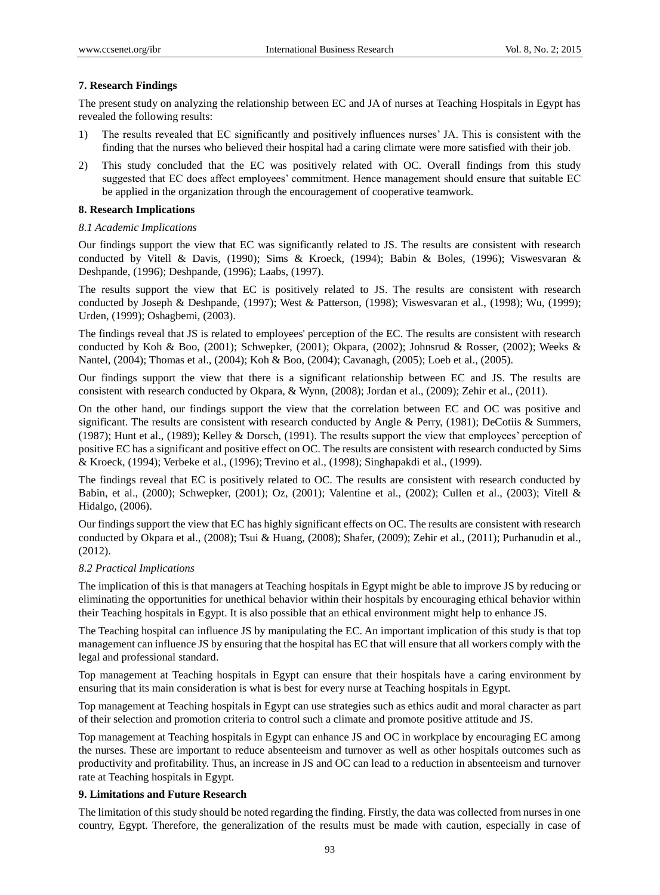## 7. Research Findings

The present study on analyzing the relationship between EC and JA of nurses at Teaching Hospitals in Egypt has revealed the following results:

1) The results revealed that EC significantly and positively influences nurses' JA. This is consistent with the finding that the nurses who believed their hospital had a caring climate were more satisfied with their job.
2) This study concluded that the EC was positively related with OC. Overall findings from this study suggested that EC does affect employees' commitment. Hence management should ensure that suitable EC be applied in the organization through the encouragement of cooperative teamwork.

## 8. Research Implications

### *8.1 Academic Implications*

Our findings support the view that EC was significantly related to JS. The results are consistent with research conducted by Vitell & Davis, (1990); Sims & Kroeck, (1994); Babin & Boles, (1996); Viswesvaran & Deshpande, (1996); Deshpande, (1996); Laabs, (1997).

The results support the view that EC is positively related to JS. The results are consistent with research conducted by Joseph & Deshpande, (1997); West & Patterson, (1998); Viswesvaran et al., (1998); Wu, (1999); Urden, (1999); Oshagbemi, (2003).

The findings reveal that JS is related to employees' perception of the EC. The results are consistent with research conducted by Koh & Boo, (2001); Schwepker, (2001); Okpara, (2002); Johnsrud & Rosser, (2002); Weeks & Nantel, (2004); Thomas et al., (2004); Koh & Boo, (2004); Cavanagh, (2005); Loeb et al., (2005).

Our findings support the view that there is a significant relationship between EC and JS. The results are consistent with research conducted by Okpara, & Wynn, (2008); Jordan et al., (2009); Zehir et al., (2011).

On the other hand, our findings support the view that the correlation between EC and OC was positive and significant. The results are consistent with research conducted by Angle & Perry, (1981); DeCotiis & Summers, (1987); Hunt et al., (1989); Kelley & Dorsch, (1991). The results support the view that employees' perception of positive EC has a significant and positive effect on OC. The results are consistent with research conducted by Sims & Kroeck, (1994); Verbeke et al., (1996); Trevino et al., (1998); Singhapakdi et al., (1999).

The findings reveal that EC is positively related to OC. The results are consistent with research conducted by Babin, et al., (2000); Schwepker, (2001); Oz, (2001); Valentine et al., (2002); Cullen et al., (2003); Vitell & Hidalgo, (2006).

Our findings support the view that EC has highly significant effects on OC. The results are consistent with research conducted by Okpara et al., (2008); Tsui & Huang, (2008); Shafer, (2009); Zehir et al., (2011); Purhanudin et al., (2012).

### *8.2 Practical Implications*

The implication of this is that managers at Teaching hospitals in Egypt might be able to improve JS by reducing or eliminating the opportunities for unethical behavior within their hospitals by encouraging ethical behavior within their Teaching hospitals in Egypt. It is also possible that an ethical environment might help to enhance JS.

The Teaching hospital can influence JS by manipulating the EC. An important implication of this study is that top management can influence JS by ensuring that the hospital has EC that will ensure that all workers comply with the legal and professional standard.

Top management at Teaching hospitals in Egypt can ensure that their hospitals have a caring environment by ensuring that its main consideration is what is best for every nurse at Teaching hospitals in Egypt.

Top management at Teaching hospitals in Egypt can use strategies such as ethics audit and moral character as part of their selection and promotion criteria to control such a climate and promote positive attitude and JS.

Top management at Teaching hospitals in Egypt can enhance JS and OC in workplace by encouraging EC among the nurses. These are important to reduce absenteeism and turnover as well as other hospitals outcomes such as productivity and profitability. Thus, an increase in JS and OC can lead to a reduction in absenteeism and turnover rate at Teaching hospitals in Egypt.

## 9. Limitations and Future Research

The limitation of this study should be noted regarding the finding. Firstly, the data was collected from nurses in one country, Egypt. Therefore, the generalization of the results must be made with caution, especially in case of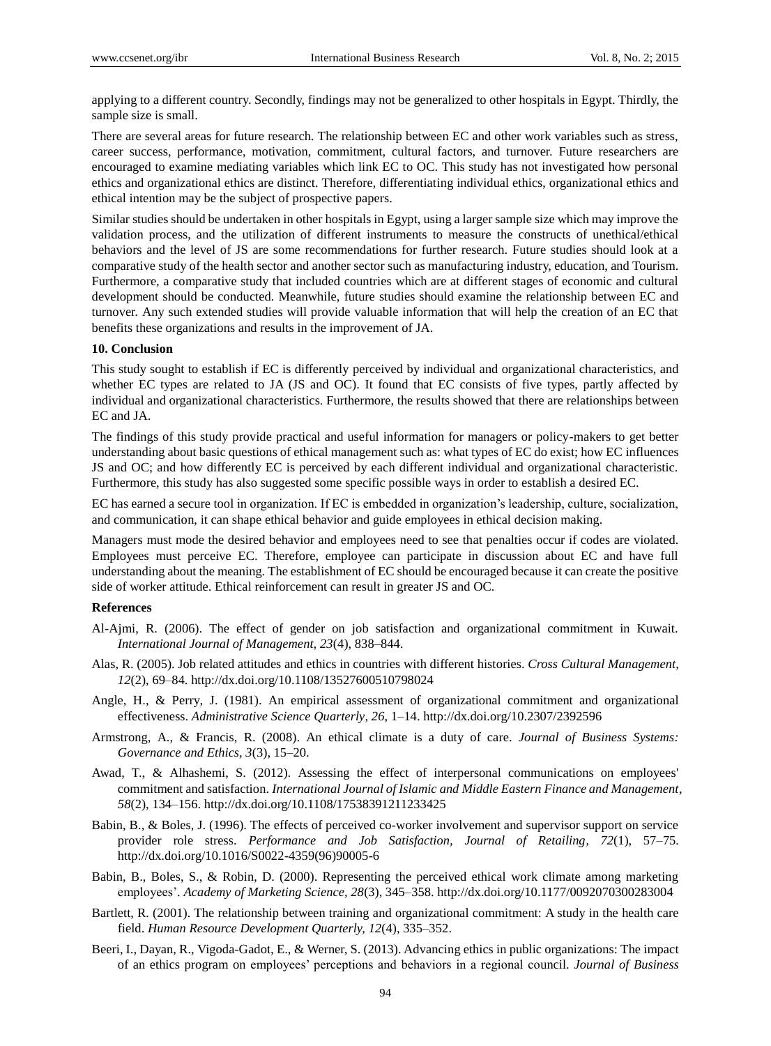applying to a different country. Secondly, findings may not be generalized to other hospitals in Egypt. Thirdly, the sample size is small.

There are several areas for future research. The relationship between EC and other work variables such as stress, career success, performance, motivation, commitment, cultural factors, and turnover. Future researchers are encouraged to examine mediating variables which link EC to OC. This study has not investigated how personal ethics and organizational ethics are distinct. Therefore, differentiating individual ethics, organizational ethics and ethical intention may be the subject of prospective papers.

Similar studies should be undertaken in other hospitals in Egypt, using a larger sample size which may improve the validation process, and the utilization of different instruments to measure the constructs of unethical/ethical behaviors and the level of JS are some recommendations for further research. Future studies should look at a comparative study of the health sector and another sector such as manufacturing industry, education, and Tourism. Furthermore, a comparative study that included countries which are at different stages of economic and cultural development should be conducted. Meanwhile, future studies should examine the relationship between EC and turnover. Any such extended studies will provide valuable information that will help the creation of an EC that benefits these organizations and results in the improvement of JA.

## 10. Conclusion

This study sought to establish if EC is differently perceived by individual and organizational characteristics, and whether EC types are related to JA (JS and OC). It found that EC consists of five types, partly affected by individual and organizational characteristics. Furthermore, the results showed that there are relationships between EC and JA.

The findings of this study provide practical and useful information for managers or policy-makers to get better understanding about basic questions of ethical management such as: what types of EC do exist; how EC influences JS and OC; and how differently EC is perceived by each different individual and organizational characteristic. Furthermore, this study has also suggested some specific possible ways in order to establish a desired EC.

EC has earned a secure tool in organization. If EC is embedded in organization's leadership, culture, socialization, and communication, it can shape ethical behavior and guide employees in ethical decision making.

Managers must mode the desired behavior and employees need to see that penalties occur if codes are violated. Employees must perceive EC. Therefore, employee can participate in discussion about EC and have full understanding about the meaning. The establishment of EC should be encouraged because it can create the positive side of worker attitude. Ethical reinforcement can result in greater JS and OC.

## References

Al-Ajmi, R. (2006). The effect of gender on job satisfaction and organizational commitment in Kuwait. *International Journal of Management, 23*(4), 838–844.

Alas, R. (2005). Job related attitudes and ethics in countries with different histories. *Cross Cultural Management, 12*(2), 69–84. http://dx.doi.org/10.1108/13527600510798024

Angle, H., & Perry, J. (1981). An empirical assessment of organizational commitment and organizational effectiveness. *Administrative Science Quarterly, 26*, 1–14. http://dx.doi.org/10.2307/2392596

Armstrong, A., & Francis, R. (2008). An ethical climate is a duty of care. *Journal of Business Systems: Governance and Ethics, 3*(3), 15–20.

Awad, T., & Alhashemi, S. (2012). Assessing the effect of interpersonal communications on employees' commitment and satisfaction. *International Journal of Islamic and Middle Eastern Finance and Management, 58*(2), 134–156. http://dx.doi.org/10.1108/17538391211233425

Babin, B., & Boles, J. (1996). The effects of perceived co-worker involvement and supervisor support on service provider role stress. *Performance and Job Satisfaction, Journal of Retailing, 72*(1), 57–75. http://dx.doi.org/10.1016/S0022-4359(96)90005-6

Babin, B., Boles, S., & Robin, D. (2000). Representing the perceived ethical work climate among marketing employees'. *Academy of Marketing Science, 28*(3), 345–358. http://dx.doi.org/10.1177/0092070300283004

Bartlett, R. (2001). The relationship between training and organizational commitment: A study in the health care field. *Human Resource Development Quarterly, 12*(4), 335–352.

Beeri, I., Dayan, R., Vigoda-Gadot, E., & Werner, S. (2013). Advancing ethics in public organizations: The impact of an ethics program on employees' perceptions and behaviors in a regional council. *Journal of Business*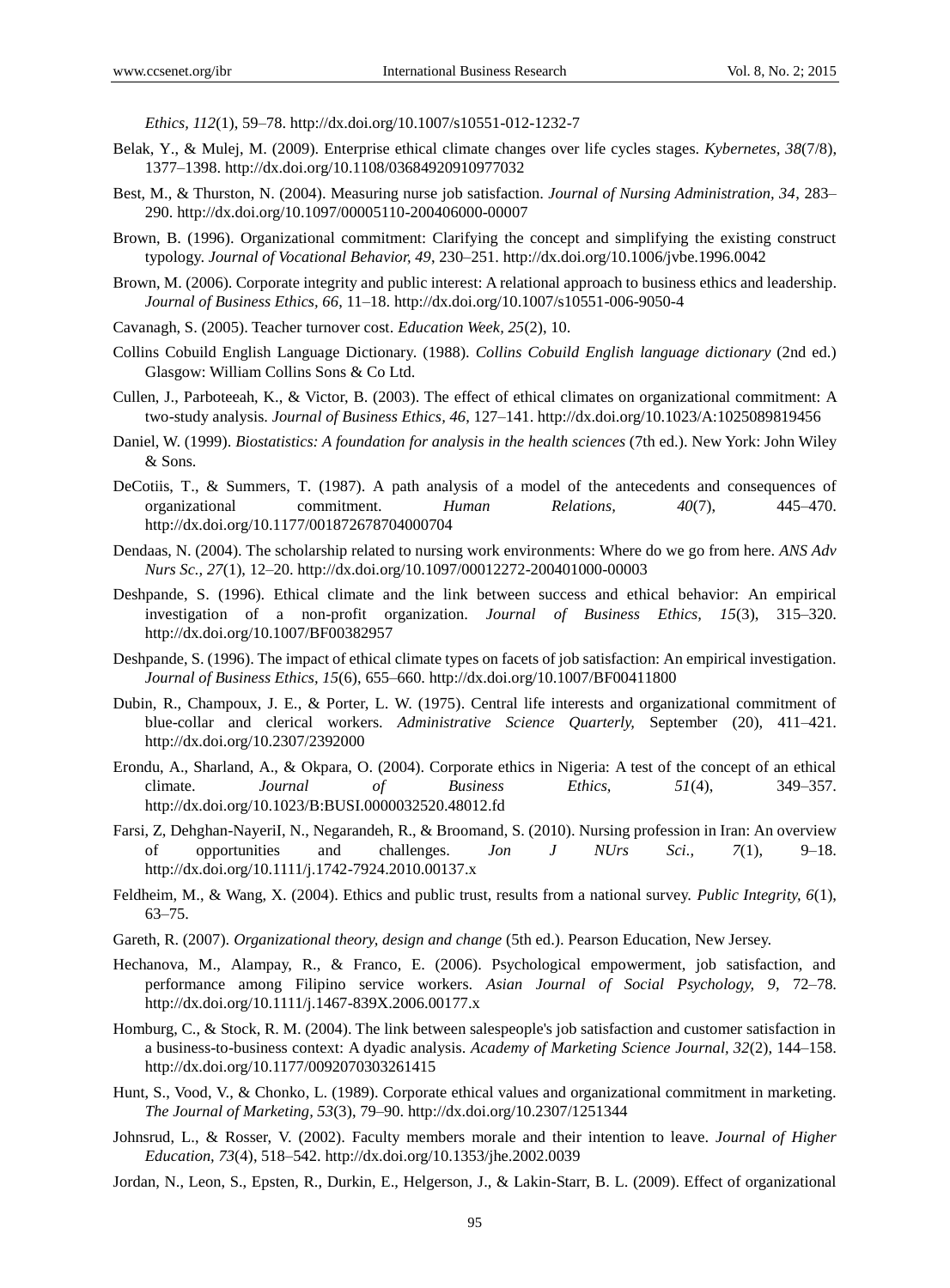*Ethics, 112*(1), 59–78. http://dx.doi.org/10.1007/s10551-012-1232-7

Belak, Y., & Mulej, M. (2009). Enterprise ethical climate changes over life cycles stages. *Kybernetes, 38*(7/8), 1377–1398. http://dx.doi.org/10.1108/03684920910977032

Best, M., & Thurston, N. (2004). Measuring nurse job satisfaction. *Journal of Nursing Administration, 34*, 283–290. http://dx.doi.org/10.1097/00005110-200406000-00007

Brown, B. (1996). Organizational commitment: Clarifying the concept and simplifying the existing construct typology. *Journal of Vocational Behavior, 49*, 230–251. http://dx.doi.org/10.1006/jvbe.1996.0042

Brown, M. (2006). Corporate integrity and public interest: A relational approach to business ethics and leadership. *Journal of Business Ethics, 66*, 11–18. http://dx.doi.org/10.1007/s10551-006-9050-4

Cavanagh, S. (2005). Teacher turnover cost. *Education Week, 25*(2), 10.

Collins Cobuild English Language Dictionary. (1988). *Collins Cobuild English language dictionary* (2nd ed.) Glasgow: William Collins Sons & Co Ltd.

Cullen, J., Parboteeah, K., & Victor, B. (2003). The effect of ethical climates on organizational commitment: A two-study analysis. *Journal of Business Ethics, 46*, 127–141. http://dx.doi.org/10.1023/A:1025089819456

Daniel, W. (1999). *Biostatistics: A foundation for analysis in the health sciences* (7th ed.). New York: John Wiley & Sons.

DeCotiis, T., & Summers, T. (1987). A path analysis of a model of the antecedents and consequences of organizational commitment. *Human Relations, 40*(7), 445–470. http://dx.doi.org/10.1177/001872678704000704

Dendaas, N. (2004). The scholarship related to nursing work environments: Where do we go from here. *ANS Adv Nurs Sc., 27*(1), 12–20. http://dx.doi.org/10.1097/00012272-200401000-00003

Deshpande, S. (1996). Ethical climate and the link between success and ethical behavior: An empirical investigation of a non-profit organization. *Journal of Business Ethics, 15*(3), 315–320. http://dx.doi.org/10.1007/BF00382957

Deshpande, S. (1996). The impact of ethical climate types on facets of job satisfaction: An empirical investigation. *Journal of Business Ethics, 15*(6), 655–660. http://dx.doi.org/10.1007/BF00411800

Dubin, R., Champoux, J. E., & Porter, L. W. (1975). Central life interests and organizational commitment of blue-collar and clerical workers. *Administrative Science Quarterly,* September (20), 411–421. http://dx.doi.org/10.2307/2392000

Erondu, A., Sharland, A., & Okpara, O. (2004). Corporate ethics in Nigeria: A test of the concept of an ethical climate. *Journal of Business Ethics, 51*(4), 349–357. http://dx.doi.org/10.1023/B:BUSI.0000032520.48012.fd

Farsi, Z, Dehghan-NayeriI, N., Negarandeh, R., & Broomand, S. (2010). Nursing profession in Iran: An overview of opportunities and challenges. *Jon J NUrs Sci., 7*(1), 9–18. http://dx.doi.org/10.1111/j.1742-7924.2010.00137.x

Feldheim, M., & Wang, X. (2004). Ethics and public trust, results from a national survey. *Public Integrity, 6*(1), 63–75.

Gareth, R. (2007). *Organizational theory, design and change* (5th ed.). Pearson Education, New Jersey.

Hechanova, M., Alampay, R., & Franco, E. (2006). Psychological empowerment, job satisfaction, and performance among Filipino service workers. *Asian Journal of Social Psychology, 9*, 72–78. http://dx.doi.org/10.1111/j.1467-839X.2006.00177.x

Homburg, C., & Stock, R. M. (2004). The link between salespeople's job satisfaction and customer satisfaction in a business-to-business context: A dyadic analysis. *Academy of Marketing Science Journal, 32*(2), 144–158. http://dx.doi.org/10.1177/0092070303261415

Hunt, S., Vood, V., & Chonko, L. (1989). Corporate ethical values and organizational commitment in marketing. *The Journal of Marketing, 53*(3), 79–90. http://dx.doi.org/10.2307/1251344

Johnsrud, L., & Rosser, V. (2002). Faculty members morale and their intention to leave. *Journal of Higher Education, 73*(4), 518–542. http://dx.doi.org/10.1353/jhe.2002.0039

Jordan, N., Leon, S., Epsten, R., Durkin, E., Helgerson, J., & Lakin-Starr, B. L. (2009). Effect of organizational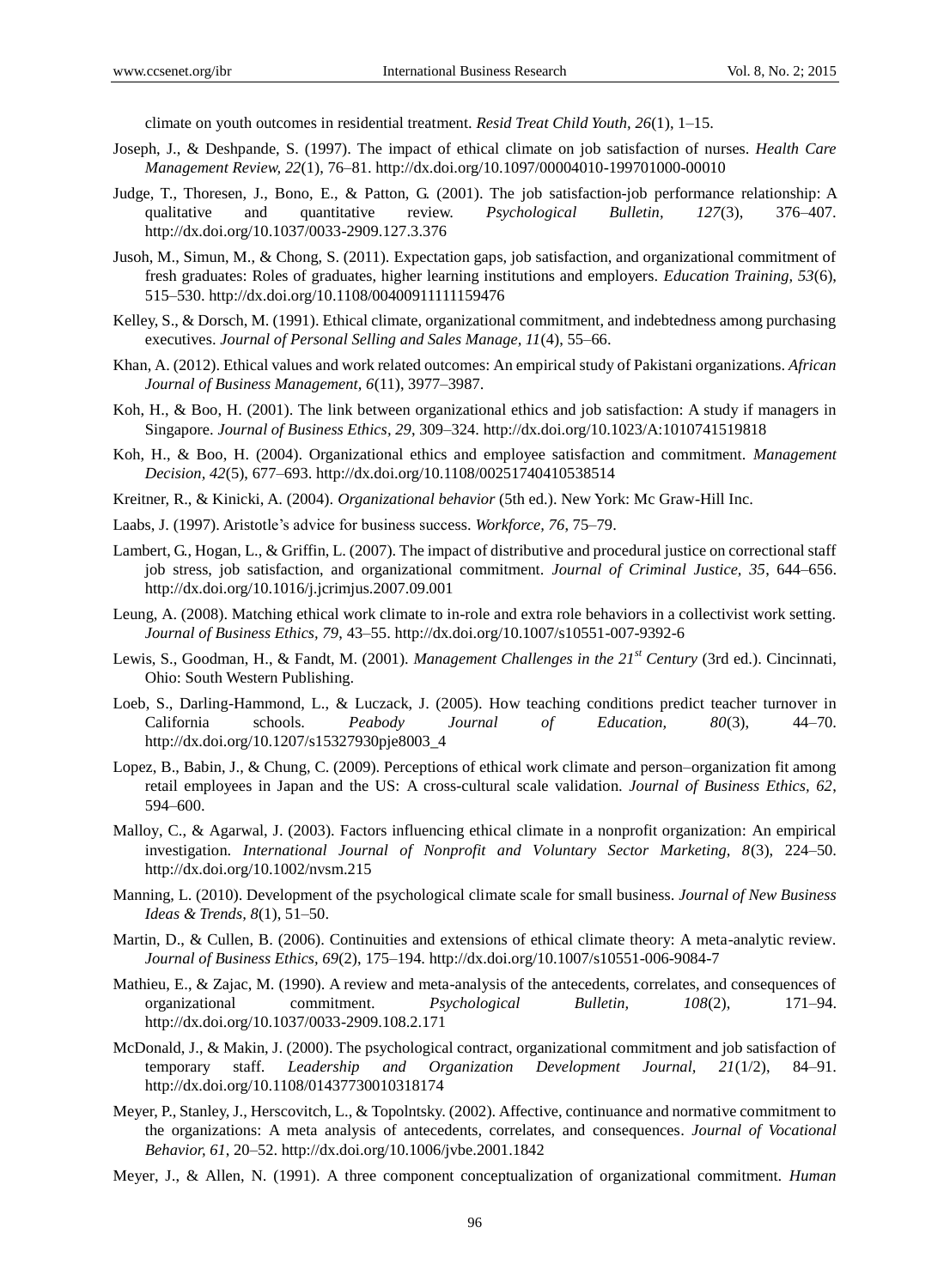climate on youth outcomes in residential treatment. *Resid Treat Child Youth, 26*(1), 1–15.

Joseph, J., & Deshpande, S. (1997). The impact of ethical climate on job satisfaction of nurses. *Health Care Management Review, 22*(1), 76–81. http://dx.doi.org/10.1097/00004010-199701000-00010

Judge, T., Thoresen, J., Bono, E., & Patton, G. (2001). The job satisfaction-job performance relationship: A qualitative and quantitative review. *Psychological Bulletin, 127*(3), 376–407. http://dx.doi.org/10.1037/0033-2909.127.3.376

Jusoh, M., Simun, M., & Chong, S. (2011). Expectation gaps, job satisfaction, and organizational commitment of fresh graduates: Roles of graduates, higher learning institutions and employers. *Education Training, 53*(6), 515–530. http://dx.doi.org/10.1108/00400911111159476

Kelley, S., & Dorsch, M. (1991). Ethical climate, organizational commitment, and indebtedness among purchasing executives. *Journal of Personal Selling and Sales Manage, 11*(4), 55–66.

Khan, A. (2012). Ethical values and work related outcomes: An empirical study of Pakistani organizations. *African Journal of Business Management, 6*(11), 3977–3987.

Koh, H., & Boo, H. (2001). The link between organizational ethics and job satisfaction: A study if managers in Singapore. *Journal of Business Ethics, 29*, 309–324. http://dx.doi.org/10.1023/A:1010741519818

Koh, H., & Boo, H. (2004). Organizational ethics and employee satisfaction and commitment. *Management Decision, 42*(5), 677–693. http://dx.doi.org/10.1108/00251740410538514

Kreitner, R., & Kinicki, A. (2004). *Organizational behavior* (5th ed.). New York: Mc Graw-Hill Inc.

Laabs, J. (1997). Aristotle's advice for business success. *Workforce, 76*, 75–79.

Lambert, G., Hogan, L., & Griffin, L. (2007). The impact of distributive and procedural justice on correctional staff job stress, job satisfaction, and organizational commitment. *Journal of Criminal Justice, 35*, 644–656. http://dx.doi.org/10.1016/j.jcrimjus.2007.09.001

Leung, A. (2008). Matching ethical work climate to in-role and extra role behaviors in a collectivist work setting. *Journal of Business Ethics, 79*, 43–55. http://dx.doi.org/10.1007/s10551-007-9392-6

Lewis, S., Goodman, H., & Fandt, M. (2001). *Management Challenges in the 21st Century* (3rd ed.). Cincinnati, Ohio: South Western Publishing.

Loeb, S., Darling-Hammond, L., & Luczack, J. (2005). How teaching conditions predict teacher turnover in California schools. *Peabody Journal of Education, 80*(3), 44–70. http://dx.doi.org/10.1207/s15327930pje8003_4

Lopez, B., Babin, J., & Chung, C. (2009). Perceptions of ethical work climate and person–organization fit among retail employees in Japan and the US: A cross-cultural scale validation. *Journal of Business Ethics, 62*, 594–600.

Malloy, C., & Agarwal, J. (2003). Factors influencing ethical climate in a nonprofit organization: An empirical investigation. *International Journal of Nonprofit and Voluntary Sector Marketing, 8*(3), 224–50. http://dx.doi.org/10.1002/nvsm.215

Manning, L. (2010). Development of the psychological climate scale for small business. *Journal of New Business Ideas & Trends, 8*(1), 51–50.

Martin, D., & Cullen, B. (2006). Continuities and extensions of ethical climate theory: A meta-analytic review. *Journal of Business Ethics, 69*(2), 175–194. http://dx.doi.org/10.1007/s10551-006-9084-7

Mathieu, E., & Zajac, M. (1990). A review and meta-analysis of the antecedents, correlates, and consequences of organizational commitment. *Psychological Bulletin, 108*(2), 171–94. http://dx.doi.org/10.1037/0033-2909.108.2.171

McDonald, J., & Makin, J. (2000). The psychological contract, organizational commitment and job satisfaction of temporary staff. *Leadership and Organization Development Journal, 21*(1/2), 84–91. http://dx.doi.org/10.1108/01437730010318174

Meyer, P., Stanley, J., Herscovitch, L., & Topolntsky. (2002). Affective, continuance and normative commitment to the organizations: A meta analysis of antecedents, correlates, and consequences. *Journal of Vocational Behavior, 61*, 20–52. http://dx.doi.org/10.1006/jvbe.2001.1842

Meyer, J., & Allen, N. (1991). A three component conceptualization of organizational commitment. *Human*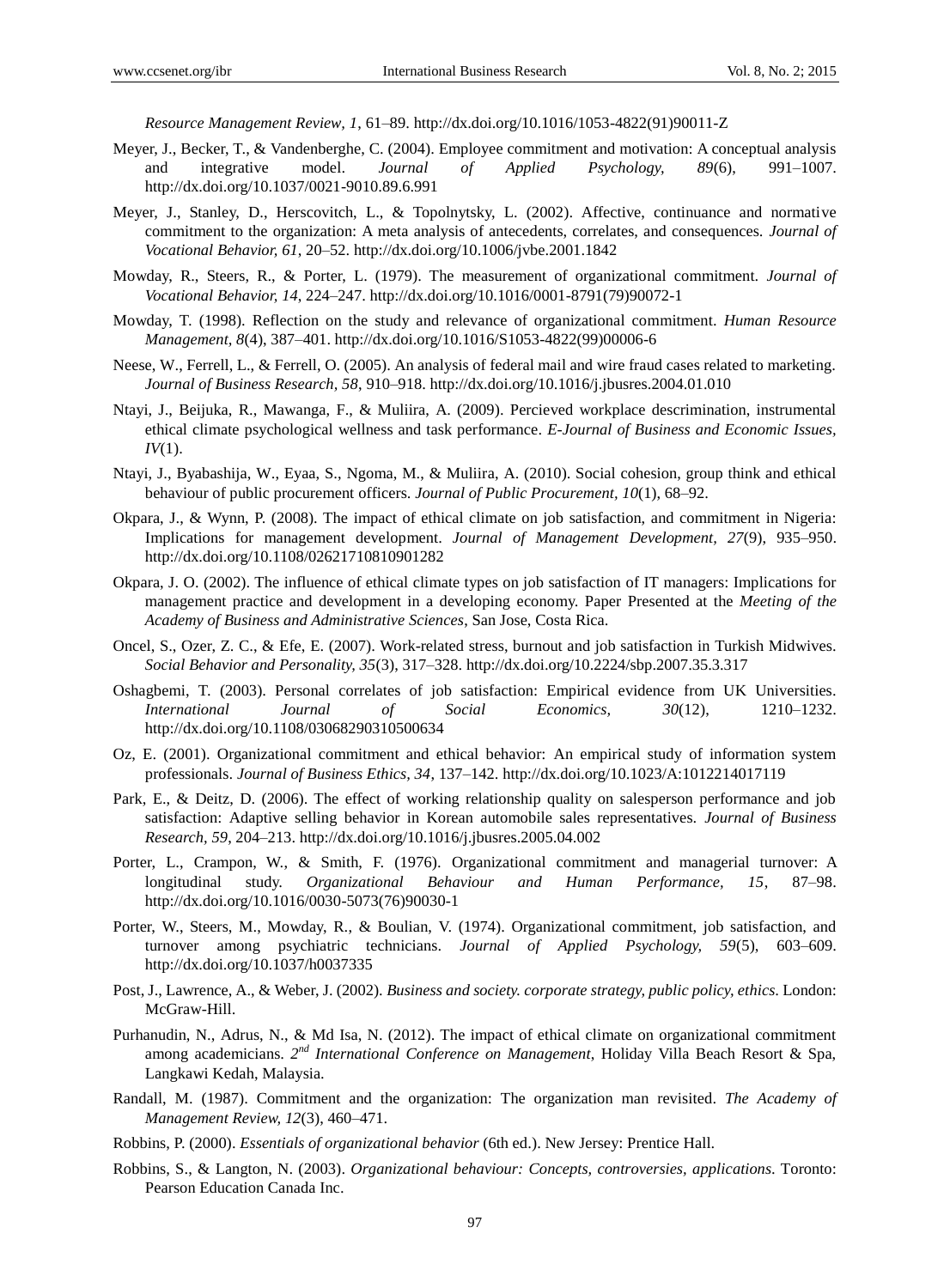*Resource Management Review, 1*, 61–89. http://dx.doi.org/10.1016/1053-4822(91)90011-Z

Meyer, J., Becker, T., & Vandenberghe, C. (2004). Employee commitment and motivation: A conceptual analysis and integrative model. *Journal of Applied Psychology, 89*(6), 991–1007. http://dx.doi.org/10.1037/0021-9010.89.6.991

Meyer, J., Stanley, D., Herscovitch, L., & Topolnytsky, L. (2002). Affective, continuance and normative commitment to the organization: A meta analysis of antecedents, correlates, and consequences. *Journal of Vocational Behavior, 61*, 20–52. http://dx.doi.org/10.1006/jvbe.2001.1842

Mowday, R., Steers, R., & Porter, L. (1979). The measurement of organizational commitment. *Journal of Vocational Behavior, 14*, 224–247. http://dx.doi.org/10.1016/0001-8791(79)90072-1

Mowday, T. (1998). Reflection on the study and relevance of organizational commitment. *Human Resource Management, 8*(4), 387–401. http://dx.doi.org/10.1016/S1053-4822(99)00006-6

Neese, W., Ferrell, L., & Ferrell, O. (2005). An analysis of federal mail and wire fraud cases related to marketing. *Journal of Business Research, 58*, 910–918. http://dx.doi.org/10.1016/j.jbusres.2004.01.010

Ntayi, J., Beijuka, R., Mawanga, F., & Muliira, A. (2009). Percieved workplace descrimination, instrumental ethical climate psychological wellness and task performance. *E-Journal of Business and Economic Issues, IV*(1).

Ntayi, J., Byabashija, W., Eyaa, S., Ngoma, M., & Muliira, A. (2010). Social cohesion, group think and ethical behaviour of public procurement officers. *Journal of Public Procurement, 10*(1), 68–92.

Okpara, J., & Wynn, P. (2008). The impact of ethical climate on job satisfaction, and commitment in Nigeria: Implications for management development. *Journal of Management Development, 27*(9), 935–950. http://dx.doi.org/10.1108/02621710810901282

Okpara, J. O. (2002). The influence of ethical climate types on job satisfaction of IT managers: Implications for management practice and development in a developing economy. Paper Presented at the *Meeting of the Academy of Business and Administrative Sciences*, San Jose, Costa Rica.

Oncel, S., Ozer, Z. C., & Efe, E. (2007). Work-related stress, burnout and job satisfaction in Turkish Midwives. *Social Behavior and Personality, 35*(3), 317–328. http://dx.doi.org/10.2224/sbp.2007.35.3.317

Oshagbemi, T. (2003). Personal correlates of job satisfaction: Empirical evidence from UK Universities. *International Journal of Social Economics, 30*(12), 1210–1232. http://dx.doi.org/10.1108/03068290310500634

Oz, E. (2001). Organizational commitment and ethical behavior: An empirical study of information system professionals. *Journal of Business Ethics, 34*, 137–142. http://dx.doi.org/10.1023/A:1012214017119

Park, E., & Deitz, D. (2006). The effect of working relationship quality on salesperson performance and job satisfaction: Adaptive selling behavior in Korean automobile sales representatives. *Journal of Business Research, 59*, 204–213. http://dx.doi.org/10.1016/j.jbusres.2005.04.002

Porter, L., Crampon, W., & Smith, F. (1976). Organizational commitment and managerial turnover: A longitudinal study. *Organizational Behaviour and Human Performance, 15*, 87–98. http://dx.doi.org/10.1016/0030-5073(76)90030-1

Porter, W., Steers, M., Mowday, R., & Boulian, V. (1974). Organizational commitment, job satisfaction, and turnover among psychiatric technicians. *Journal of Applied Psychology, 59*(5), 603–609. http://dx.doi.org/10.1037/h0037335

Post, J., Lawrence, A., & Weber, J. (2002). *Business and society. corporate strategy, public policy, ethics*. London: McGraw-Hill.

Purhanudin, N., Adrus, N., & Md Isa, N. (2012). The impact of ethical climate on organizational commitment among academicians. *2nd International Conference on Management*, Holiday Villa Beach Resort & Spa, Langkawi Kedah, Malaysia.

Randall, M. (1987). Commitment and the organization: The organization man revisited. *The Academy of Management Review, 12*(3), 460–471.

Robbins, P. (2000). *Essentials of organizational behavior* (6th ed.). New Jersey: Prentice Hall.

Robbins, S., & Langton, N. (2003). *Organizational behaviour: Concepts, controversies, applications*. Toronto: Pearson Education Canada Inc.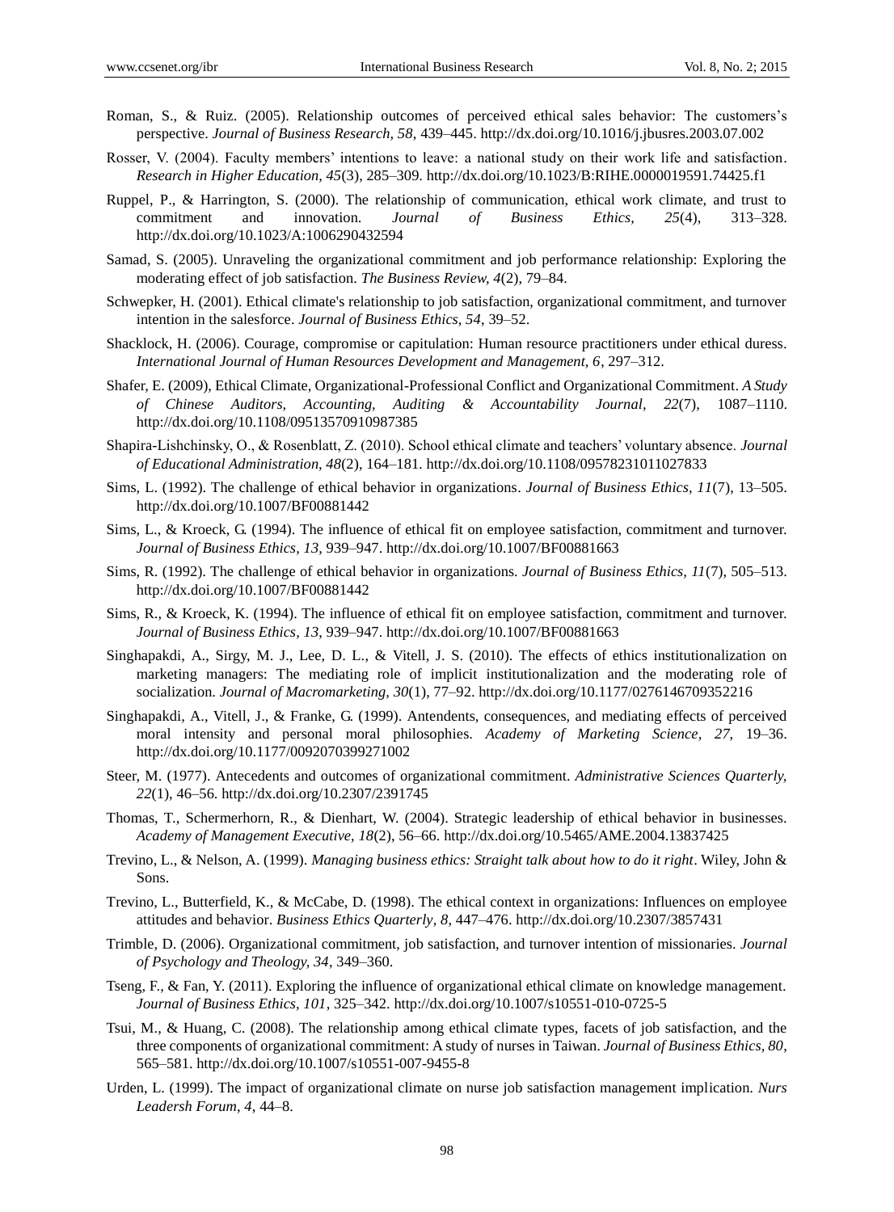Roman, S., & Ruiz. (2005). Relationship outcomes of perceived ethical sales behavior: The customers's perspective. *Journal of Business Research, 58*, 439–445. http://dx.doi.org/10.1016/j.jbusres.2003.07.002

Rosser, V. (2004). Faculty members' intentions to leave: a national study on their work life and satisfaction. *Research in Higher Education, 45*(3), 285–309. http://dx.doi.org/10.1023/B:RIHE.0000019591.74425.f1

Ruppel, P., & Harrington, S. (2000). The relationship of communication, ethical work climate, and trust to commitment and innovation. *Journal of Business Ethics, 25*(4), 313–328. http://dx.doi.org/10.1023/A:1006290432594

Samad, S. (2005). Unraveling the organizational commitment and job performance relationship: Exploring the moderating effect of job satisfaction. *The Business Review, 4*(2), 79–84.

Schwepker, H. (2001). Ethical climate's relationship to job satisfaction, organizational commitment, and turnover intention in the salesforce. *Journal of Business Ethics, 54*, 39–52.

Shacklock, H. (2006). Courage, compromise or capitulation: Human resource practitioners under ethical duress. *International Journal of Human Resources Development and Management, 6*, 297–312.

Shafer, E. (2009), Ethical Climate, Organizational-Professional Conflict and Organizational Commitment. *A Study of Chinese Auditors, Accounting, Auditing & Accountability Journal, 22*(7), 1087–1110. http://dx.doi.org/10.1108/09513570910987385

Shapira-Lishchinsky, O., & Rosenblatt, Z. (2010). School ethical climate and teachers' voluntary absence. *Journal of Educational Administration, 48*(2), 164–181. http://dx.doi.org/10.1108/09578231011027833

Sims, L. (1992). The challenge of ethical behavior in organizations. *Journal of Business Ethics, 11*(7), 13–505. http://dx.doi.org/10.1007/BF00881442

Sims, L., & Kroeck, G. (1994). The influence of ethical fit on employee satisfaction, commitment and turnover. *Journal of Business Ethics, 13*, 939–947. http://dx.doi.org/10.1007/BF00881663

Sims, R. (1992). The challenge of ethical behavior in organizations. *Journal of Business Ethics, 11*(7), 505–513. http://dx.doi.org/10.1007/BF00881442

Sims, R., & Kroeck, K. (1994). The influence of ethical fit on employee satisfaction, commitment and turnover. *Journal of Business Ethics, 13*, 939–947. http://dx.doi.org/10.1007/BF00881663

Singhapakdi, A., Sirgy, M. J., Lee, D. L., & Vitell, J. S. (2010). The effects of ethics institutionalization on marketing managers: The mediating role of implicit institutionalization and the moderating role of socialization. *Journal of Macromarketing, 30*(1), 77–92. http://dx.doi.org/10.1177/0276146709352216

Singhapakdi, A., Vitell, J., & Franke, G. (1999). Antendents, consequences, and mediating effects of perceived moral intensity and personal moral philosophies. *Academy of Marketing Science, 27*, 19–36. http://dx.doi.org/10.1177/0092070399271002

Steer, M. (1977). Antecedents and outcomes of organizational commitment. *Administrative Sciences Quarterly, 22*(1), 46–56. http://dx.doi.org/10.2307/2391745

Thomas, T., Schermerhorn, R., & Dienhart, W. (2004). Strategic leadership of ethical behavior in businesses. *Academy of Management Executive, 18*(2), 56–66. http://dx.doi.org/10.5465/AME.2004.13837425

Trevino, L., & Nelson, A. (1999). *Managing business ethics: Straight talk about how to do it right*. Wiley, John & Sons.

Trevino, L., Butterfield, K., & McCabe, D. (1998). The ethical context in organizations: Influences on employee attitudes and behavior. *Business Ethics Quarterly, 8*, 447–476. http://dx.doi.org/10.2307/3857431

Trimble, D. (2006). Organizational commitment, job satisfaction, and turnover intention of missionaries. *Journal of Psychology and Theology, 34*, 349–360.

Tseng, F., & Fan, Y. (2011). Exploring the influence of organizational ethical climate on knowledge management. *Journal of Business Ethics, 101*, 325–342. http://dx.doi.org/10.1007/s10551-010-0725-5

Tsui, M., & Huang, C. (2008). The relationship among ethical climate types, facets of job satisfaction, and the three components of organizational commitment: A study of nurses in Taiwan. *Journal of Business Ethics, 80*, 565–581. http://dx.doi.org/10.1007/s10551-007-9455-8

Urden, L. (1999). The impact of organizational climate on nurse job satisfaction management implication. *Nurs Leadersh Forum, 4*, 44–8.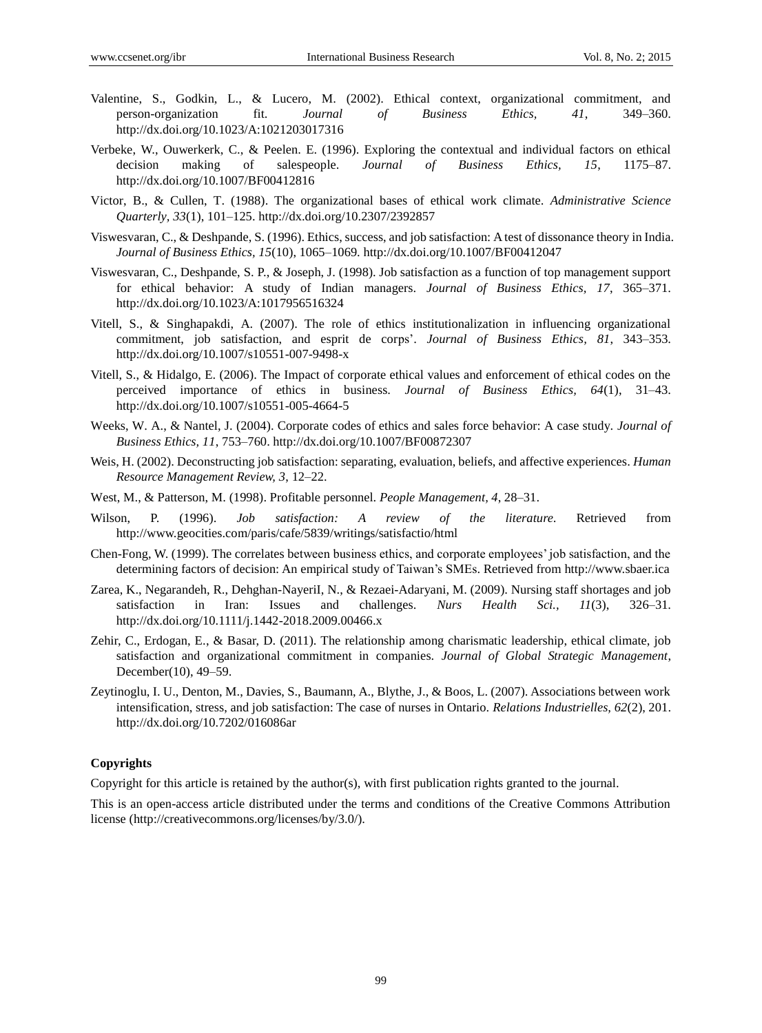Valentine, S., Godkin, L., & Lucero, M. (2002). Ethical context, organizational commitment, and person-organization fit. *Journal of Business Ethics, 41*, 349–360. http://dx.doi.org/10.1023/A:1021203017316

Verbeke, W., Ouwerkerk, C., & Peelen. E. (1996). Exploring the contextual and individual factors on ethical decision making of salespeople. *Journal of Business Ethics, 15*, 1175–87. http://dx.doi.org/10.1007/BF00412816

Victor, B., & Cullen, T. (1988). The organizational bases of ethical work climate. *Administrative Science Quarterly*, *33*(1), 101–125. http://dx.doi.org/10.2307/2392857

Viswesvaran, C., & Deshpande, S. (1996). Ethics, success, and job satisfaction: A test of dissonance theory in India. *Journal of Business Ethics*, *15*(10), 1065–1069. http://dx.doi.org/10.1007/BF00412047

Viswesvaran, C., Deshpande, S. P., & Joseph, J. (1998). Job satisfaction as a function of top management support for ethical behavior: A study of Indian managers. *Journal of Business Ethics, 17*, 365–371. http://dx.doi.org/10.1023/A:1017956516324

Vitell, S., & Singhapakdi, A. (2007). The role of ethics institutionalization in influencing organizational commitment, job satisfaction, and esprit de corps'. *Journal of Business Ethics*, *81*, 343–353. http://dx.doi.org/10.1007/s10551-007-9498-x

Vitell, S., & Hidalgo, E. (2006). The Impact of corporate ethical values and enforcement of ethical codes on the perceived importance of ethics in business. *Journal of Business Ethics, 64*(1), 31–43. http://dx.doi.org/10.1007/s10551-005-4664-5

Weeks, W. A., & Nantel, J. (2004). Corporate codes of ethics and sales force behavior: A case study. *Journal of Business Ethics, 11*, 753–760. http://dx.doi.org/10.1007/BF00872307

Weis, H. (2002). Deconstructing job satisfaction: separating, evaluation, beliefs, and affective experiences. *Human Resource Management Review, 3*, 12–22.

West, M., & Patterson, M. (1998). Profitable personnel. *People Management*, *4*, 28–31.

Wilson, P. (1996). *Job satisfaction: A review of the literature.* Retrieved from http://www.geocities.com/paris/cafe/5839/writings/satisfactio/html

Chen-Fong, W. (1999). The correlates between business ethics, and corporate employees' job satisfaction, and the determining factors of decision: An empirical study of Taiwan's SMEs. Retrieved from http://www.sbaer.ica

Zarea, K., Negarandeh, R., Dehghan-NayeriI, N., & Rezaei-Adaryani, M. (2009). Nursing staff shortages and job satisfaction in Iran: Issues and challenges. *Nurs Health Sci.*, *11*(3), 326–31. http://dx.doi.org/10.1111/j.1442-2018.2009.00466.x

Zehir, C., Erdogan, E., & Basar, D. (2011). The relationship among charismatic leadership, ethical climate, job satisfaction and organizational commitment in companies. *Journal of Global Strategic Management*, December(10), 49–59.

Zeytinoglu, I. U., Denton, M., Davies, S., Baumann, A., Blythe, J., & Boos, L. (2007). Associations between work intensification, stress, and job satisfaction: The case of nurses in Ontario. *Relations Industrielles, 62*(2), 201. http://dx.doi.org/10.7202/016086ar

## Copyrights

Copyright for this article is retained by the author(s), with first publication rights granted to the journal.

This is an open-access article distributed under the terms and conditions of the Creative Commons Attribution license (http://creativecommons.org/licenses/by/3.0/).